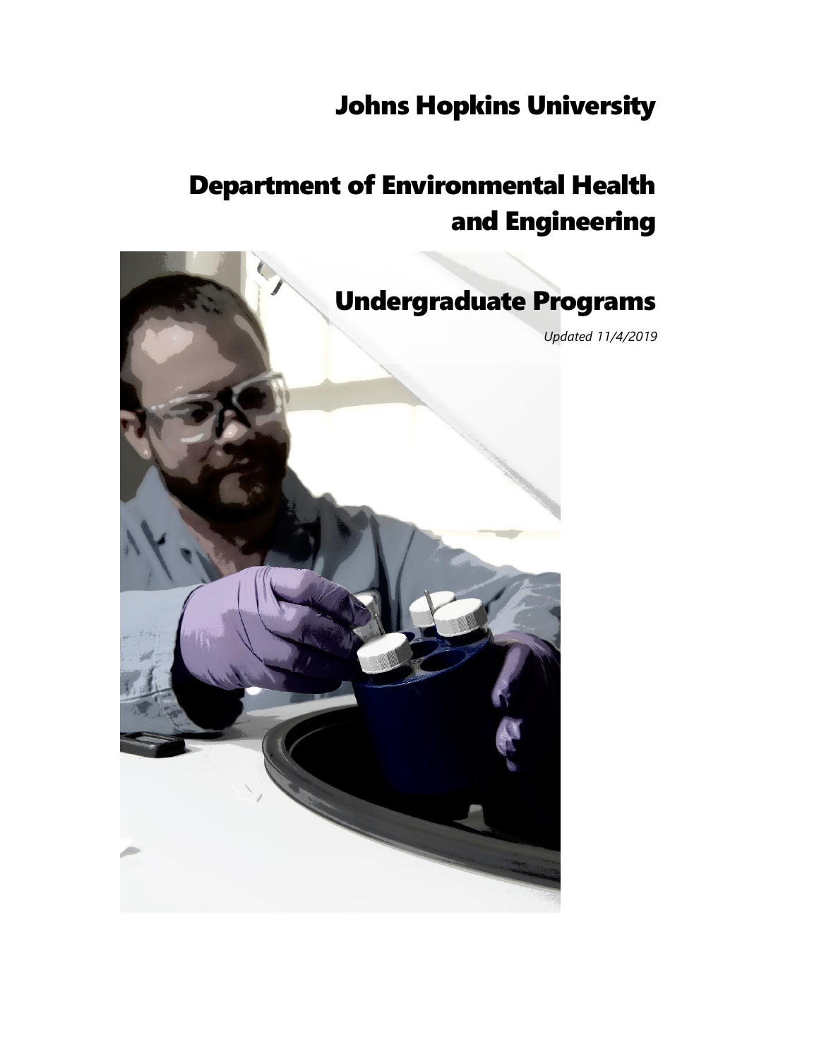# Johns Hopkins University

# Department of Environmental Health and Engineering

## Undergraduate Programs

*Updated 11/4/2019*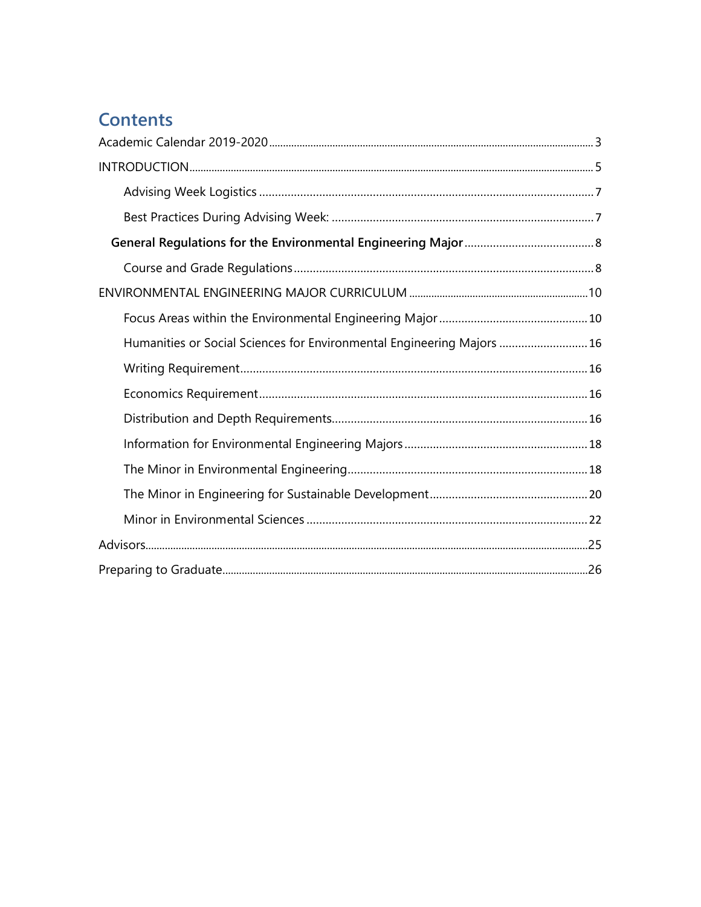# Contents

Academic Calendar 2019-2020 ... 3

INTRODUCTION ... 5

- Advising Week Logistics ... 7
- Best Practices During Advising Week: ... 7

**General Regulations for the Environmental Engineering Major** ... 8

- Course and Grade Regulations ... 8

ENVIRONMENTAL ENGINEERING MAJOR CURRICULUM ... 10

- Focus Areas within the Environmental Engineering Major ... 10
- Humanities or Social Sciences for Environmental Engineering Majors ... 16
- Writing Requirement ... 16
- Economics Requirement ... 16
- Distribution and Depth Requirements ... 16
- Information for Environmental Engineering Majors ... 18
- The Minor in Environmental Engineering ... 18
- The Minor in Engineering for Sustainable Development ... 20
- Minor in Environmental Sciences ... 22

Advisors ... 25

Preparing to Graduate ... 26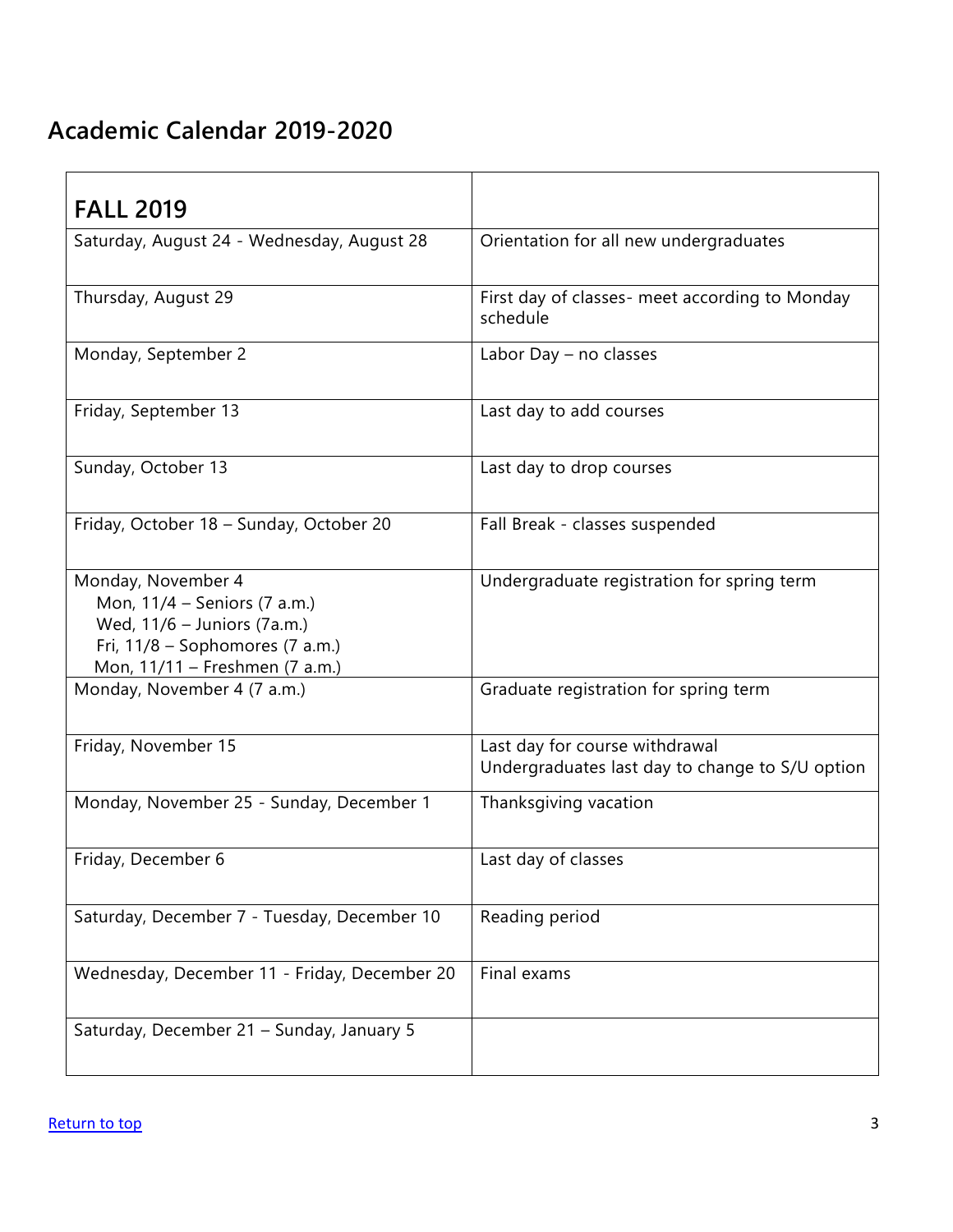# Academic Calendar 2019-2020

| **FALL 2019** | |
|---|---|
| Saturday, August 24 - Wednesday, August 28 | Orientation for all new undergraduates |
| Thursday, August 29 | First day of classes- meet according to Monday schedule |
| Monday, September 2 | Labor Day – no classes |
| Friday, September 13 | Last day to add courses |
| Sunday, October 13 | Last day to drop courses |
| Friday, October 18 – Sunday, October 20 | Fall Break - classes suspended |
| Monday, November 4<br>Mon, 11/4 – Seniors (7 a.m.)<br>Wed, 11/6 – Juniors (7a.m.)<br>Fri, 11/8 – Sophomores (7 a.m.)<br>Mon, 11/11 – Freshmen (7 a.m.) | Undergraduate registration for spring term |
| Monday, November 4 (7 a.m.) | Graduate registration for spring term |
| Friday, November 15 | Last day for course withdrawal<br>Undergraduates last day to change to S/U option |
| Monday, November 25 - Sunday, December 1 | Thanksgiving vacation |
| Friday, December 6 | Last day of classes |
| Saturday, December 7 - Tuesday, December 10 | Reading period |
| Wednesday, December 11 - Friday, December 20 | Final exams |
| Saturday, December 21 – Sunday, January 5 | |

Return to top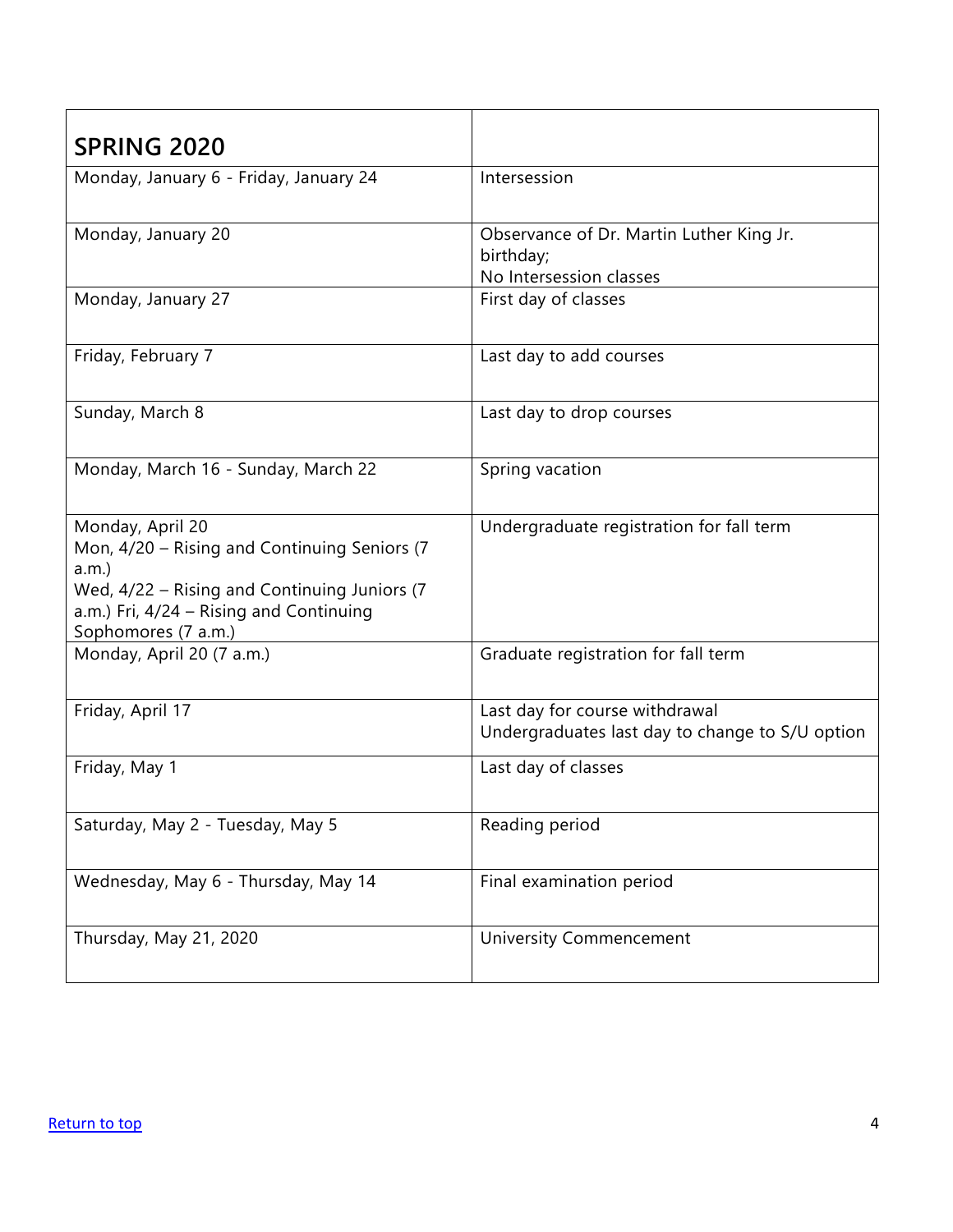| SPRING 2020 | |
|---|---|
| Monday, January 6 - Friday, January 24 | Intersession |
| Monday, January 20 | Observance of Dr. Martin Luther King Jr. birthday;<br>No Intersession classes |
| Monday, January 27 | First day of classes |
| Friday, February 7 | Last day to add courses |
| Sunday, March 8 | Last day to drop courses |
| Monday, March 16 - Sunday, March 22 | Spring vacation |
| Monday, April 20<br>Mon, 4/20 – Rising and Continuing Seniors (7 a.m.)<br>Wed, 4/22 – Rising and Continuing Juniors (7 a.m.) Fri, 4/24 – Rising and Continuing Sophomores (7 a.m.) | Undergraduate registration for fall term |
| Monday, April 20 (7 a.m.) | Graduate registration for fall term |
| Friday, April 17 | Last day for course withdrawal<br>Undergraduates last day to change to S/U option |
| Friday, May 1 | Last day of classes |
| Saturday, May 2 - Tuesday, May 5 | Reading period |
| Wednesday, May 6 - Thursday, May 14 | Final examination period |
| Thursday, May 21, 2020 | University Commencement |

Return to top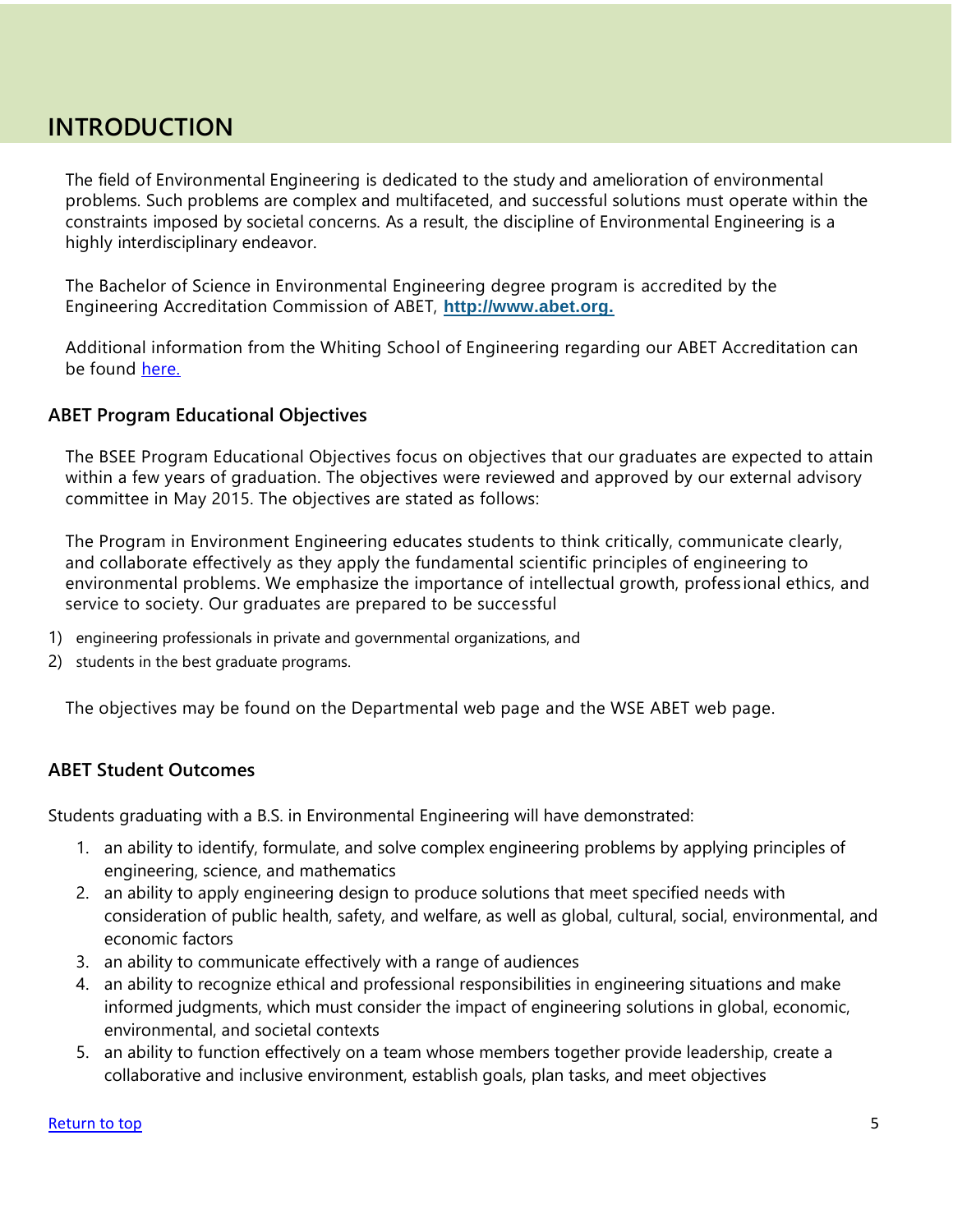# INTRODUCTION

The field of Environmental Engineering is dedicated to the study and amelioration of environmental problems. Such problems are complex and multifaceted, and successful solutions must operate within the constraints imposed by societal concerns. As a result, the discipline of Environmental Engineering is a highly interdisciplinary endeavor.

The Bachelor of Science in Environmental Engineering degree program is accredited by the Engineering Accreditation Commission of ABET, **http://www.abet.org.**

Additional information from the Whiting School of Engineering regarding our ABET Accreditation can be found here.

## ABET Program Educational Objectives

The BSEE Program Educational Objectives focus on objectives that our graduates are expected to attain within a few years of graduation. The objectives were reviewed and approved by our external advisory committee in May 2015. The objectives are stated as follows:

The Program in Environment Engineering educates students to think critically, communicate clearly, and collaborate effectively as they apply the fundamental scientific principles of engineering to environmental problems. We emphasize the importance of intellectual growth, professional ethics, and service to society. Our graduates are prepared to be successful

1) engineering professionals in private and governmental organizations, and
2) students in the best graduate programs.

The objectives may be found on the Departmental web page and the WSE ABET web page.

## ABET Student Outcomes

Students graduating with a B.S. in Environmental Engineering will have demonstrated:

1. an ability to identify, formulate, and solve complex engineering problems by applying principles of engineering, science, and mathematics
2. an ability to apply engineering design to produce solutions that meet specified needs with consideration of public health, safety, and welfare, as well as global, cultural, social, environmental, and economic factors
3. an ability to communicate effectively with a range of audiences
4. an ability to recognize ethical and professional responsibilities in engineering situations and make informed judgments, which must consider the impact of engineering solutions in global, economic, environmental, and societal contexts
5. an ability to function effectively on a team whose members together provide leadership, create a collaborative and inclusive environment, establish goals, plan tasks, and meet objectives

Return to top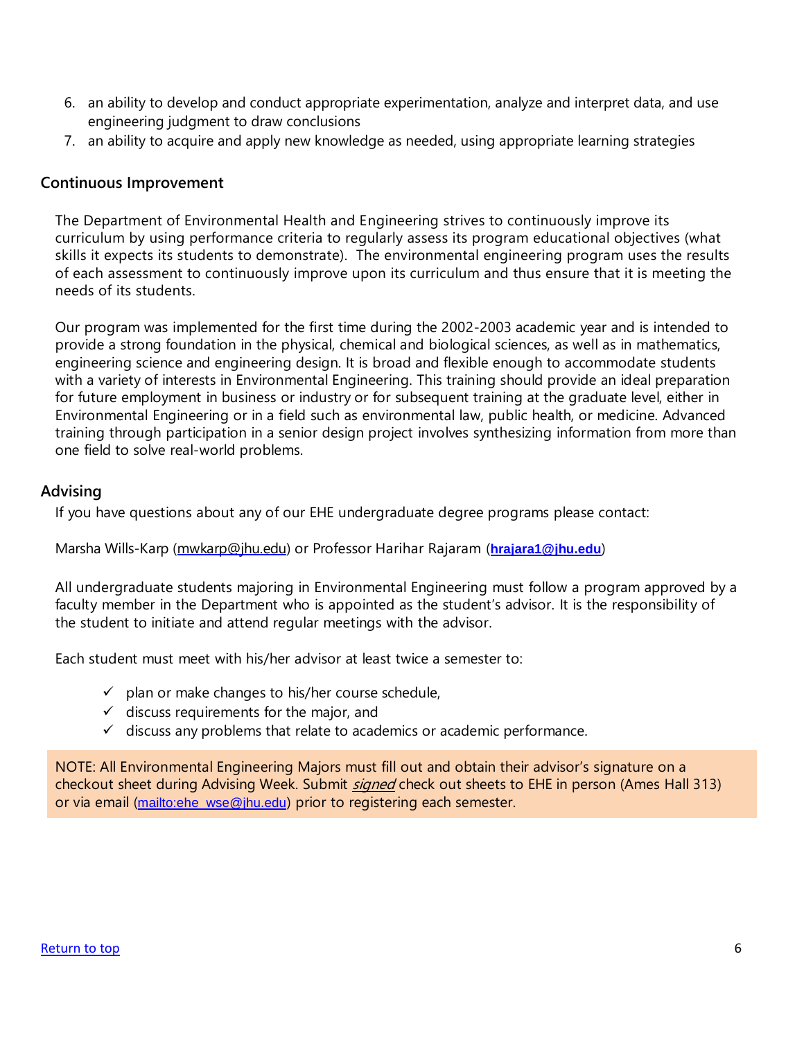6. an ability to develop and conduct appropriate experimentation, analyze and interpret data, and use engineering judgment to draw conclusions
7. an ability to acquire and apply new knowledge as needed, using appropriate learning strategies

## Continuous Improvement

The Department of Environmental Health and Engineering strives to continuously improve its curriculum by using performance criteria to regularly assess its program educational objectives (what skills it expects its students to demonstrate). The environmental engineering program uses the results of each assessment to continuously improve upon its curriculum and thus ensure that it is meeting the needs of its students.

Our program was implemented for the first time during the 2002-2003 academic year and is intended to provide a strong foundation in the physical, chemical and biological sciences, as well as in mathematics, engineering science and engineering design. It is broad and flexible enough to accommodate students with a variety of interests in Environmental Engineering. This training should provide an ideal preparation for future employment in business or industry or for subsequent training at the graduate level, either in Environmental Engineering or in a field such as environmental law, public health, or medicine. Advanced training through participation in a senior design project involves synthesizing information from more than one field to solve real-world problems.

## Advising

If you have questions about any of our EHE undergraduate degree programs please contact:

Marsha Wills-Karp (mwkarp@jhu.edu) or Professor Harihar Rajaram (**hrajara1@jhu.edu**)

All undergraduate students majoring in Environmental Engineering must follow a program approved by a faculty member in the Department who is appointed as the student's advisor. It is the responsibility of the student to initiate and attend regular meetings with the advisor.

Each student must meet with his/her advisor at least twice a semester to:

- ✓ plan or make changes to his/her course schedule,
- ✓ discuss requirements for the major, and
- ✓ discuss any problems that relate to academics or academic performance.

NOTE: All Environmental Engineering Majors must fill out and obtain their advisor's signature on a checkout sheet during Advising Week. Submit *signed* check out sheets to EHE in person (Ames Hall 313) or via email (mailto:ehe_wse@jhu.edu) prior to registering each semester.

Return to top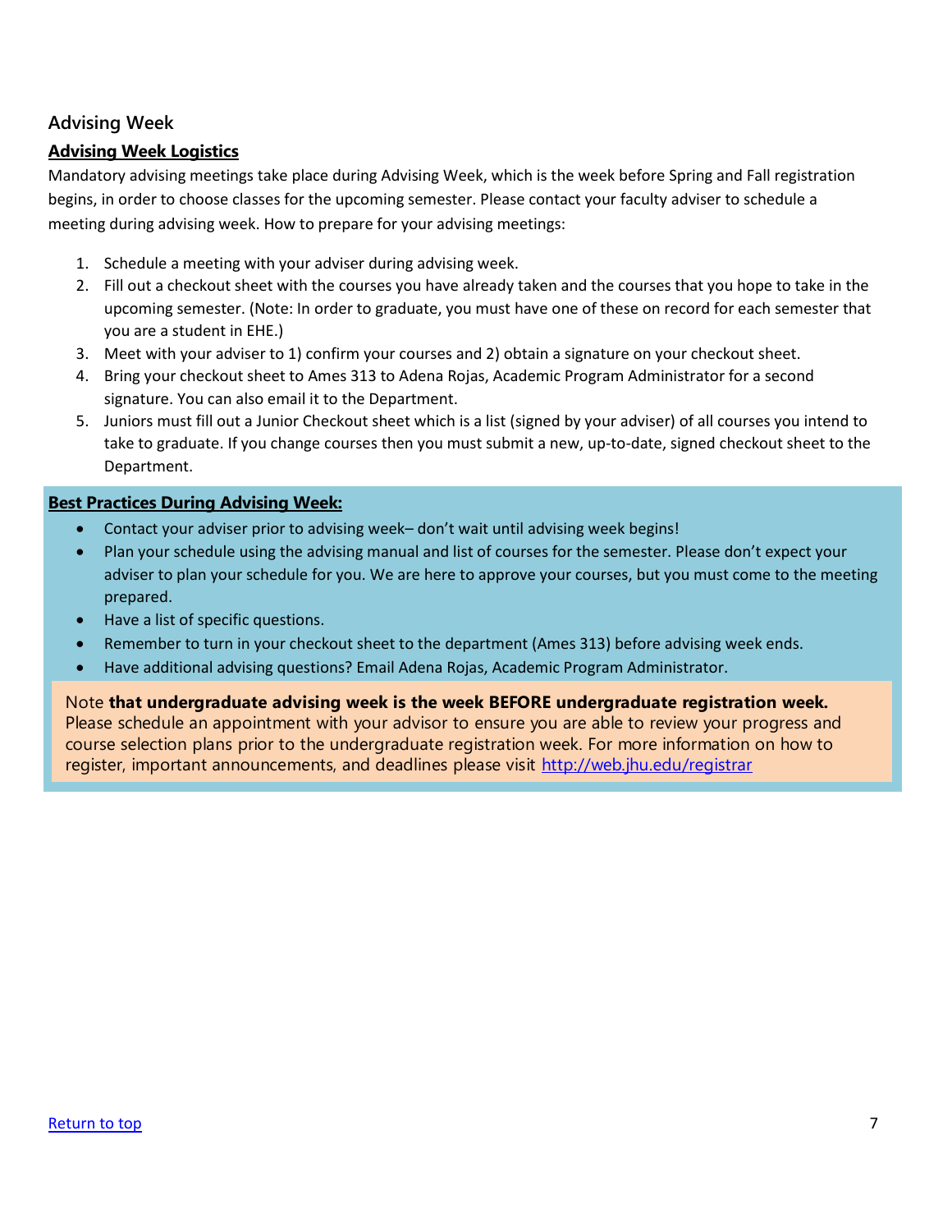## Advising Week

### Advising Week Logistics

Mandatory advising meetings take place during Advising Week, which is the week before Spring and Fall registration begins, in order to choose classes for the upcoming semester. Please contact your faculty adviser to schedule a meeting during advising week. How to prepare for your advising meetings:

1. Schedule a meeting with your adviser during advising week.
2. Fill out a checkout sheet with the courses you have already taken and the courses that you hope to take in the upcoming semester. (Note: In order to graduate, you must have one of these on record for each semester that you are a student in EHE.)
3. Meet with your adviser to 1) confirm your courses and 2) obtain a signature on your checkout sheet.
4. Bring your checkout sheet to Ames 313 to Adena Rojas, Academic Program Administrator for a second signature. You can also email it to the Department.
5. Juniors must fill out a Junior Checkout sheet which is a list (signed by your adviser) of all courses you intend to take to graduate. If you change courses then you must submit a new, up-to-date, signed checkout sheet to the Department.

### Best Practices During Advising Week:

- Contact your adviser prior to advising week– don't wait until advising week begins!
- Plan your schedule using the advising manual and list of courses for the semester. Please don't expect your adviser to plan your schedule for you. We are here to approve your courses, but you must come to the meeting prepared.
- Have a list of specific questions.
- Remember to turn in your checkout sheet to the department (Ames 313) before advising week ends.
- Have additional advising questions? Email Adena Rojas, Academic Program Administrator.

Note **that undergraduate advising week is the week BEFORE undergraduate registration week.** Please schedule an appointment with your advisor to ensure you are able to review your progress and course selection plans prior to the undergraduate registration week. For more information on how to register, important announcements, and deadlines please visit [http://web.jhu.edu/registrar](http://web.jhu.edu/registrar)

Return to top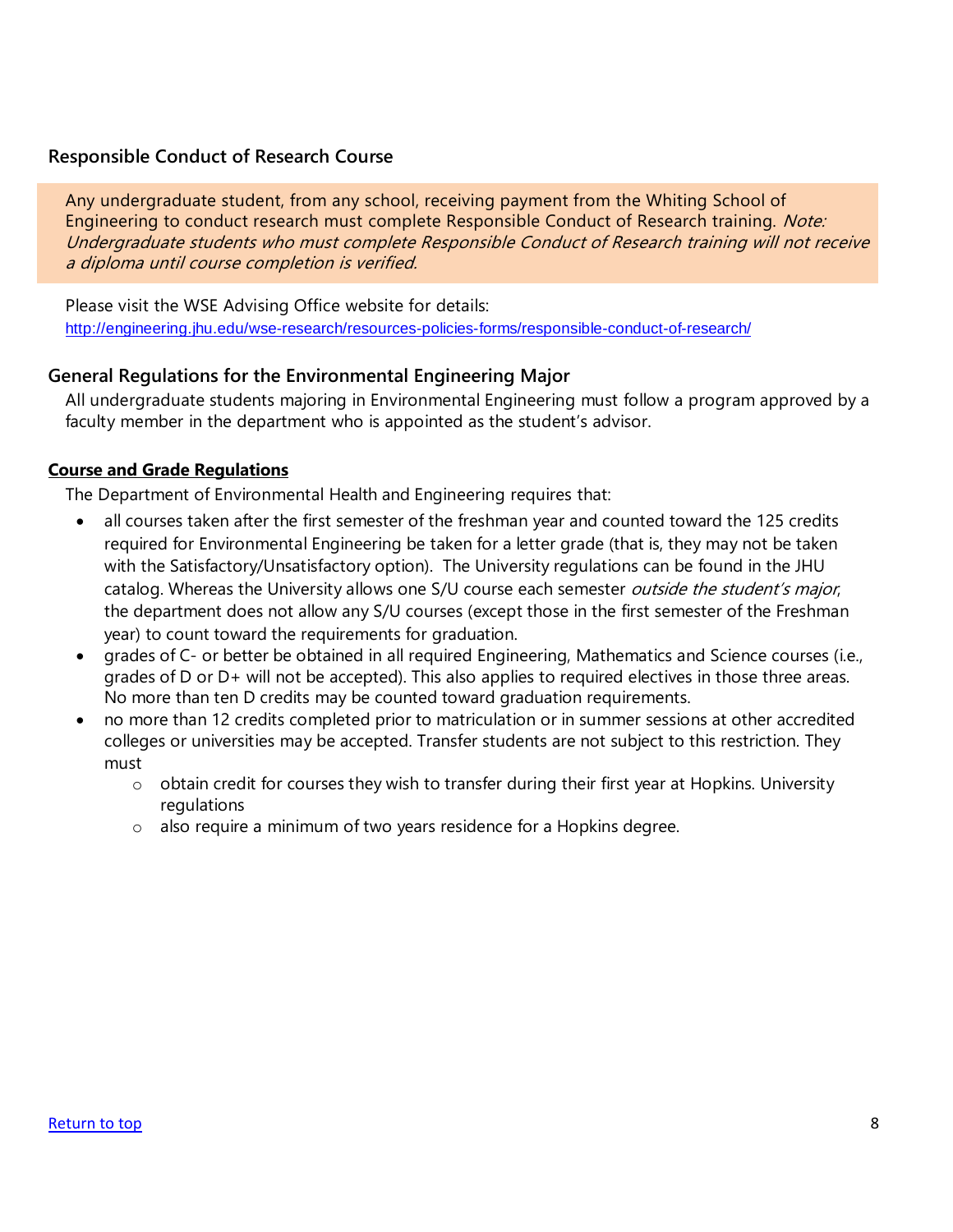## Responsible Conduct of Research Course

Any undergraduate student, from any school, receiving payment from the Whiting School of Engineering to conduct research must complete Responsible Conduct of Research training. *Note: Undergraduate students who must complete Responsible Conduct of Research training will not receive a diploma until course completion is verified.*

Please visit the WSE Advising Office website for details:
http://engineering.jhu.edu/wse-research/resources-policies-forms/responsible-conduct-of-research/

## General Regulations for the Environmental Engineering Major

All undergraduate students majoring in Environmental Engineering must follow a program approved by a faculty member in the department who is appointed as the student's advisor.

### Course and Grade Regulations

The Department of Environmental Health and Engineering requires that:

- all courses taken after the first semester of the freshman year and counted toward the 125 credits required for Environmental Engineering be taken for a letter grade (that is, they may not be taken with the Satisfactory/Unsatisfactory option). The University regulations can be found in the JHU catalog. Whereas the University allows one S/U course each semester *outside the student's major*, the department does not allow any S/U courses (except those in the first semester of the Freshman year) to count toward the requirements for graduation.
- grades of C- or better be obtained in all required Engineering, Mathematics and Science courses (i.e., grades of D or D+ will not be accepted). This also applies to required electives in those three areas. No more than ten D credits may be counted toward graduation requirements.
- no more than 12 credits completed prior to matriculation or in summer sessions at other accredited colleges or universities may be accepted. Transfer students are not subject to this restriction. They must
  - obtain credit for courses they wish to transfer during their first year at Hopkins. University regulations
  - also require a minimum of two years residence for a Hopkins degree.

Return to top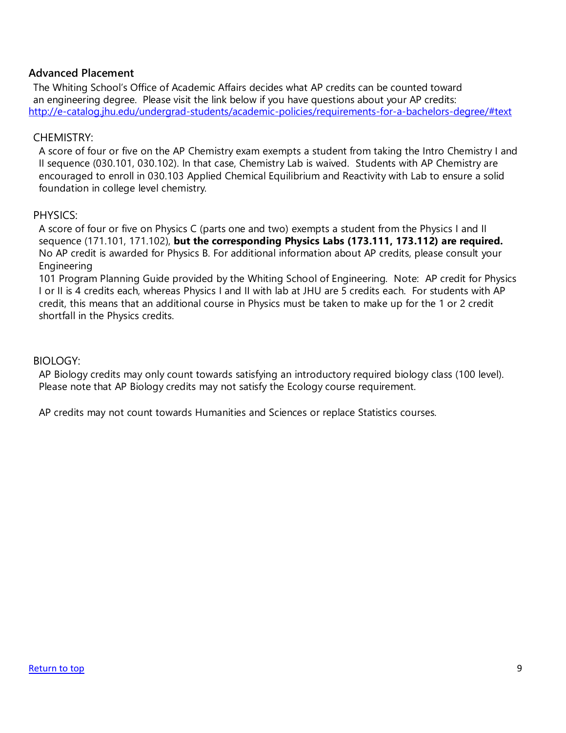## Advanced Placement

The Whiting School's Office of Academic Affairs decides what AP credits can be counted toward an engineering degree. Please visit the link below if you have questions about your AP credits: [http://e-catalog.jhu.edu/undergrad-students/academic-policies/requirements-for-a-bachelors-degree/#text](http://e-catalog.jhu.edu/undergrad-students/academic-policies/requirements-for-a-bachelors-degree/#text)

CHEMISTRY:

A score of four or five on the AP Chemistry exam exempts a student from taking the Intro Chemistry I and II sequence (030.101, 030.102). In that case, Chemistry Lab is waived. Students with AP Chemistry are encouraged to enroll in 030.103 Applied Chemical Equilibrium and Reactivity with Lab to ensure a solid foundation in college level chemistry.

PHYSICS:

A score of four or five on Physics C (parts one and two) exempts a student from the Physics I and II sequence (171.101, 171.102), **but the corresponding Physics Labs (173.111, 173.112) are required.** No AP credit is awarded for Physics B. For additional information about AP credits, please consult your Engineering 101 Program Planning Guide provided by the Whiting School of Engineering. Note: AP credit for Physics I or II is 4 credits each, whereas Physics I and II with lab at JHU are 5 credits each. For students with AP credit, this means that an additional course in Physics must be taken to make up for the 1 or 2 credit shortfall in the Physics credits.

BIOLOGY:

AP Biology credits may only count towards satisfying an introductory required biology class (100 level). Please note that AP Biology credits may not satisfy the Ecology course requirement.

AP credits may not count towards Humanities and Sciences or replace Statistics courses.

[Return to top](#)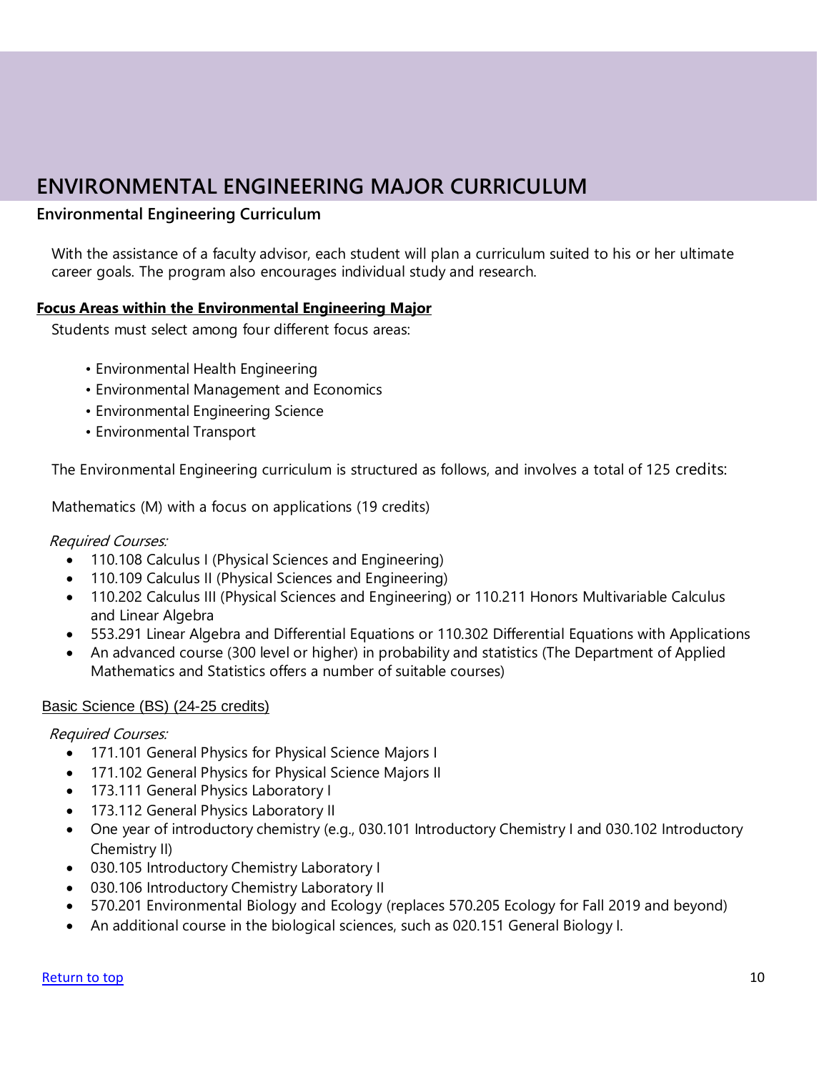# ENVIRONMENTAL ENGINEERING MAJOR CURRICULUM

## Environmental Engineering Curriculum

With the assistance of a faculty advisor, each student will plan a curriculum suited to his or her ultimate career goals. The program also encourages individual study and research.

**Focus Areas within the Environmental Engineering Major**

Students must select among four different focus areas:

- Environmental Health Engineering
- Environmental Management and Economics
- Environmental Engineering Science
- Environmental Transport

The Environmental Engineering curriculum is structured as follows, and involves a total of 125 credits:

Mathematics (M) with a focus on applications (19 credits)

*Required Courses:*

- 110.108 Calculus I (Physical Sciences and Engineering)
- 110.109 Calculus II (Physical Sciences and Engineering)
- 110.202 Calculus III (Physical Sciences and Engineering) or 110.211 Honors Multivariable Calculus and Linear Algebra
- 553.291 Linear Algebra and Differential Equations or 110.302 Differential Equations with Applications
- An advanced course (300 level or higher) in probability and statistics (The Department of Applied Mathematics and Statistics offers a number of suitable courses)

Basic Science (BS) (24-25 credits)

*Required Courses:*

- 171.101 General Physics for Physical Science Majors I
- 171.102 General Physics for Physical Science Majors II
- 173.111 General Physics Laboratory I
- 173.112 General Physics Laboratory II
- One year of introductory chemistry (e.g., 030.101 Introductory Chemistry I and 030.102 Introductory Chemistry II)
- 030.105 Introductory Chemistry Laboratory I
- 030.106 Introductory Chemistry Laboratory II
- 570.201 Environmental Biology and Ecology (replaces 570.205 Ecology for Fall 2019 and beyond)
- An additional course in the biological sciences, such as 020.151 General Biology I.

Return to top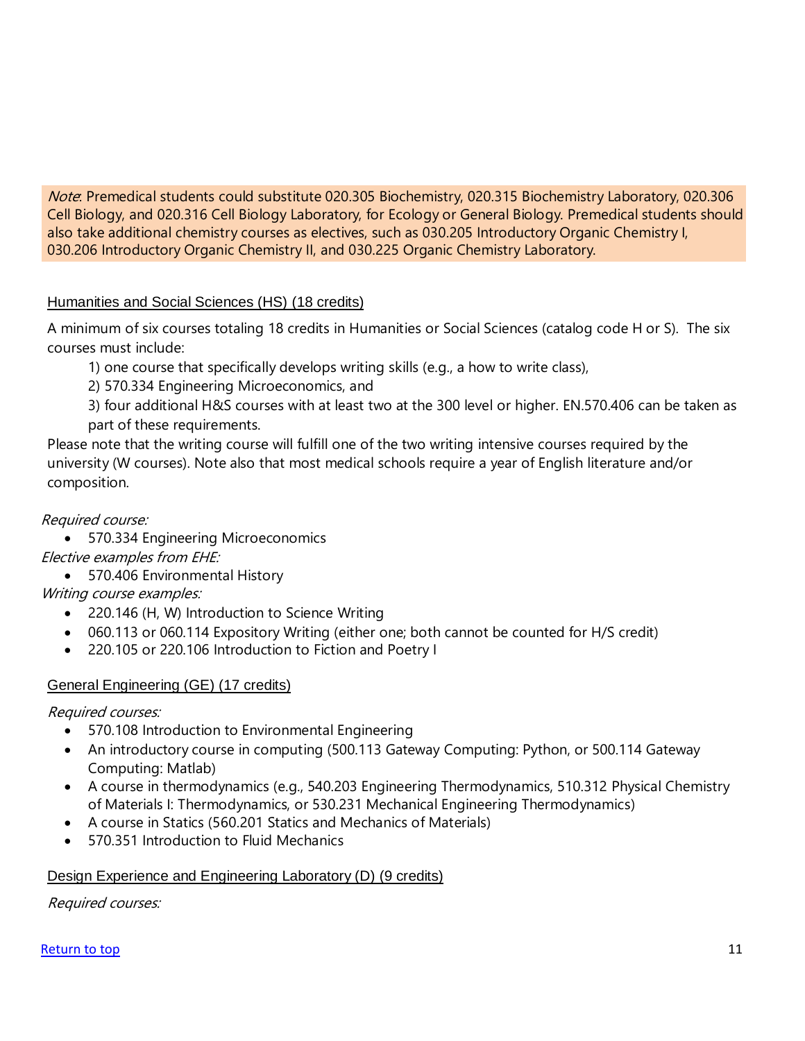*Note*: Premedical students could substitute 020.305 Biochemistry, 020.315 Biochemistry Laboratory, 020.306 Cell Biology, and 020.316 Cell Biology Laboratory, for Ecology or General Biology. Premedical students should also take additional chemistry courses as electives, such as 030.205 Introductory Organic Chemistry I, 030.206 Introductory Organic Chemistry II, and 030.225 Organic Chemistry Laboratory.

### Humanities and Social Sciences (HS) (18 credits)

A minimum of six courses totaling 18 credits in Humanities or Social Sciences (catalog code H or S). The six courses must include:

1) one course that specifically develops writing skills (e.g., a how to write class),
2) 570.334 Engineering Microeconomics, and
3) four additional H&S courses with at least two at the 300 level or higher. EN.570.406 can be taken as part of these requirements.

Please note that the writing course will fulfill one of the two writing intensive courses required by the university (W courses). Note also that most medical schools require a year of English literature and/or composition.

*Required course:*

- 570.334 Engineering Microeconomics

*Elective examples from EHE:*

- 570.406 Environmental History

*Writing course examples:*

- 220.146 (H, W) Introduction to Science Writing
- 060.113 or 060.114 Expository Writing (either one; both cannot be counted for H/S credit)
- 220.105 or 220.106 Introduction to Fiction and Poetry I

### General Engineering (GE) (17 credits)

*Required courses:*

- 570.108 Introduction to Environmental Engineering
- An introductory course in computing (500.113 Gateway Computing: Python, or 500.114 Gateway Computing: Matlab)
- A course in thermodynamics (e.g., 540.203 Engineering Thermodynamics, 510.312 Physical Chemistry of Materials I: Thermodynamics, or 530.231 Mechanical Engineering Thermodynamics)
- A course in Statics (560.201 Statics and Mechanics of Materials)
- 570.351 Introduction to Fluid Mechanics

### Design Experience and Engineering Laboratory (D) (9 credits)

*Required courses:*

Return to top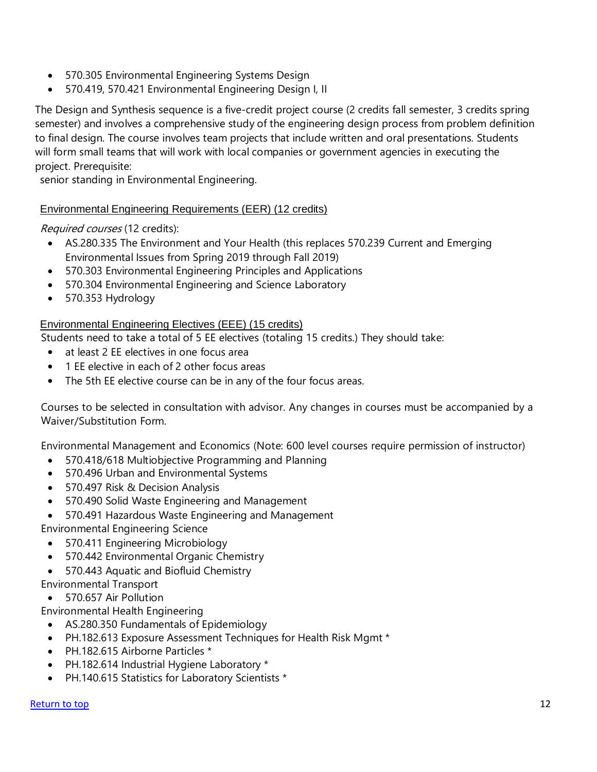- 570.305 Environmental Engineering Systems Design
- 570.419, 570.421 Environmental Engineering Design I, II

The Design and Synthesis sequence is a five-credit project course (2 credits fall semester, 3 credits spring semester) and involves a comprehensive study of the engineering design process from problem definition to final design. The course involves team projects that include written and oral presentations. Students will form small teams that will work with local companies or government agencies in executing the project. Prerequisite:
senior standing in Environmental Engineering.

### Environmental Engineering Requirements (EER) (12 credits)

*Required courses* (12 credits):

- AS.280.335 The Environment and Your Health (this replaces 570.239 Current and Emerging Environmental Issues from Spring 2019 through Fall 2019)
- 570.303 Environmental Engineering Principles and Applications
- 570.304 Environmental Engineering and Science Laboratory
- 570.353 Hydrology

### Environmental Engineering Electives (EEE) (15 credits)

Students need to take a total of 5 EE electives (totaling 15 credits.) They should take:

- at least 2 EE electives in one focus area
- 1 EE elective in each of 2 other focus areas
- The 5th EE elective course can be in any of the four focus areas.

Courses to be selected in consultation with advisor. Any changes in courses must be accompanied by a Waiver/Substitution Form.

Environmental Management and Economics (Note: 600 level courses require permission of instructor)

- 570.418/618 Multiobjective Programming and Planning
- 570.496 Urban and Environmental Systems
- 570.497 Risk & Decision Analysis
- 570.490 Solid Waste Engineering and Management
- 570.491 Hazardous Waste Engineering and Management

Environmental Engineering Science

- 570.411 Engineering Microbiology
- 570.442 Environmental Organic Chemistry
- 570.443 Aquatic and Biofluid Chemistry

Environmental Transport

- 570.657 Air Pollution

Environmental Health Engineering

- AS.280.350 Fundamentals of Epidemiology
- PH.182.613 Exposure Assessment Techniques for Health Risk Mgmt *
- PH.182.615 Airborne Particles *
- PH.182.614 Industrial Hygiene Laboratory *
- PH.140.615 Statistics for Laboratory Scientists *

Return to top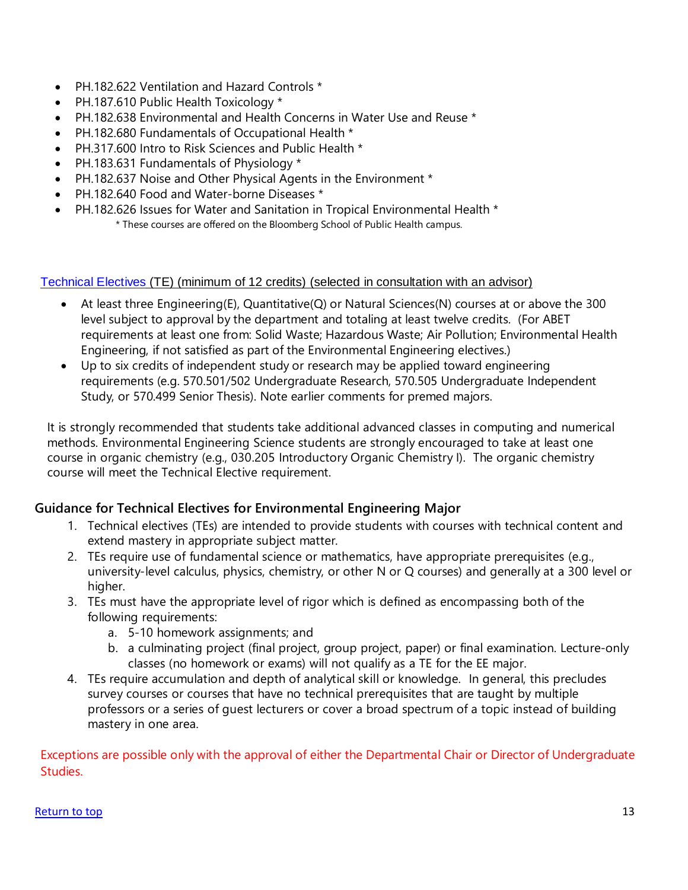- PH.182.622 Ventilation and Hazard Controls *
- PH.187.610 Public Health Toxicology *
- PH.182.638 Environmental and Health Concerns in Water Use and Reuse *
- PH.182.680 Fundamentals of Occupational Health *
- PH.317.600 Intro to Risk Sciences and Public Health *
- PH.183.631 Fundamentals of Physiology *
- PH.182.637 Noise and Other Physical Agents in the Environment *
- PH.182.640 Food and Water-borne Diseases *
- PH.182.626 Issues for Water and Sanitation in Tropical Environmental Health *

\* These courses are offered on the Bloomberg School of Public Health campus.

Technical Electives (TE) (minimum of 12 credits) (selected in consultation with an advisor)

- At least three Engineering(E), Quantitative(Q) or Natural Sciences(N) courses at or above the 300 level subject to approval by the department and totaling at least twelve credits. (For ABET requirements at least one from: Solid Waste; Hazardous Waste; Air Pollution; Environmental Health Engineering, if not satisfied as part of the Environmental Engineering electives.)
- Up to six credits of independent study or research may be applied toward engineering requirements (e.g. 570.501/502 Undergraduate Research, 570.505 Undergraduate Independent Study, or 570.499 Senior Thesis). Note earlier comments for premed majors.

It is strongly recommended that students take additional advanced classes in computing and numerical methods. Environmental Engineering Science students are strongly encouraged to take at least one course in organic chemistry (e.g., 030.205 Introductory Organic Chemistry I). The organic chemistry course will meet the Technical Elective requirement.

## Guidance for Technical Electives for Environmental Engineering Major

1. Technical electives (TEs) are intended to provide students with courses with technical content and extend mastery in appropriate subject matter.
2. TEs require use of fundamental science or mathematics, have appropriate prerequisites (e.g., university-level calculus, physics, chemistry, or other N or Q courses) and generally at a 300 level or higher.
3. TEs must have the appropriate level of rigor which is defined as encompassing both of the following requirements:
   a. 5-10 homework assignments; and
   b. a culminating project (final project, group project, paper) or final examination. Lecture-only classes (no homework or exams) will not qualify as a TE for the EE major.
4. TEs require accumulation and depth of analytical skill or knowledge. In general, this precludes survey courses or courses that have no technical prerequisites that are taught by multiple professors or a series of guest lecturers or cover a broad spectrum of a topic instead of building mastery in one area.

Exceptions are possible only with the approval of either the Departmental Chair or Director of Undergraduate Studies.

Return to top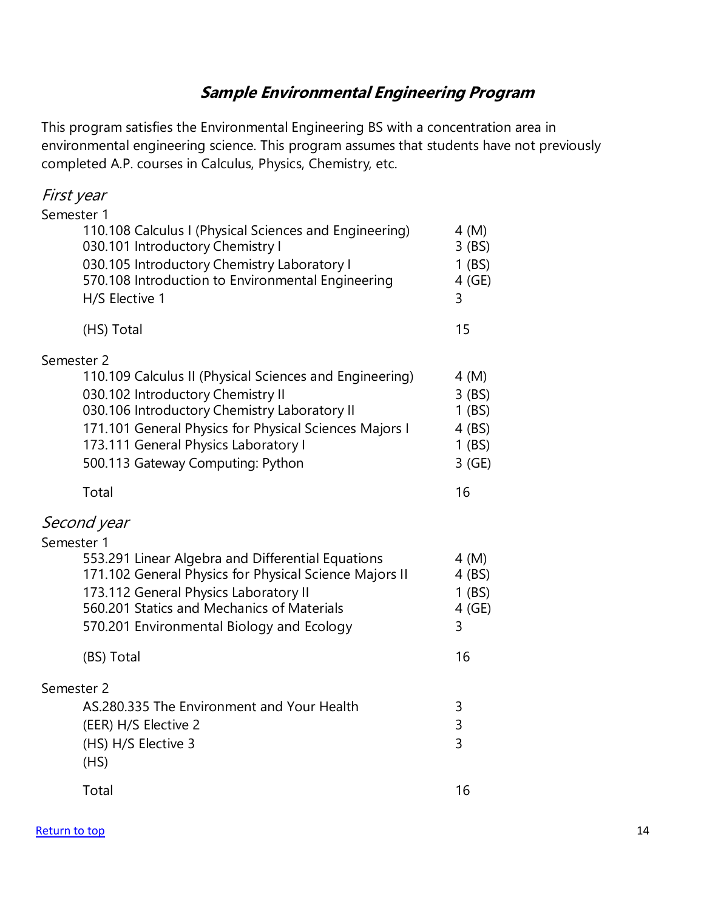## *Sample Environmental Engineering Program*

This program satisfies the Environmental Engineering BS with a concentration area in environmental engineering science. This program assumes that students have not previously completed A.P. courses in Calculus, Physics, Chemistry, etc.

### *First year*

Semester 1

| Course | Credits |
|---|---|
| 110.108 Calculus I (Physical Sciences and Engineering) | 4 (M) |
| 030.101 Introductory Chemistry I | 3 (BS) |
| 030.105 Introductory Chemistry Laboratory I | 1 (BS) |
| 570.108 Introduction to Environmental Engineering | 4 (GE) |
| H/S Elective 1 | 3 |
| (HS) Total | 15 |

Semester 2

| Course | Credits |
|---|---|
| 110.109 Calculus II (Physical Sciences and Engineering) | 4 (M) |
| 030.102 Introductory Chemistry II | 3 (BS) |
| 030.106 Introductory Chemistry Laboratory II | 1 (BS) |
| 171.101 General Physics for Physical Sciences Majors I | 4 (BS) |
| 173.111 General Physics Laboratory I | 1 (BS) |
| 500.113 Gateway Computing: Python | 3 (GE) |
| Total | 16 |

### *Second year*

Semester 1

| Course | Credits |
|---|---|
| 553.291 Linear Algebra and Differential Equations | 4 (M) |
| 171.102 General Physics for Physical Science Majors II | 4 (BS) |
| 173.112 General Physics Laboratory II | 1 (BS) |
| 560.201 Statics and Mechanics of Materials | 4 (GE) |
| 570.201 Environmental Biology and Ecology | 3 |
| (BS) Total | 16 |

Semester 2

| Course | Credits |
|---|---|
| AS.280.335 The Environment and Your Health | 3 |
| (EER) H/S Elective 2 | 3 |
| (HS) H/S Elective 3 | 3 |
| (HS) | |
| Total | 16 |

[Return to top](#)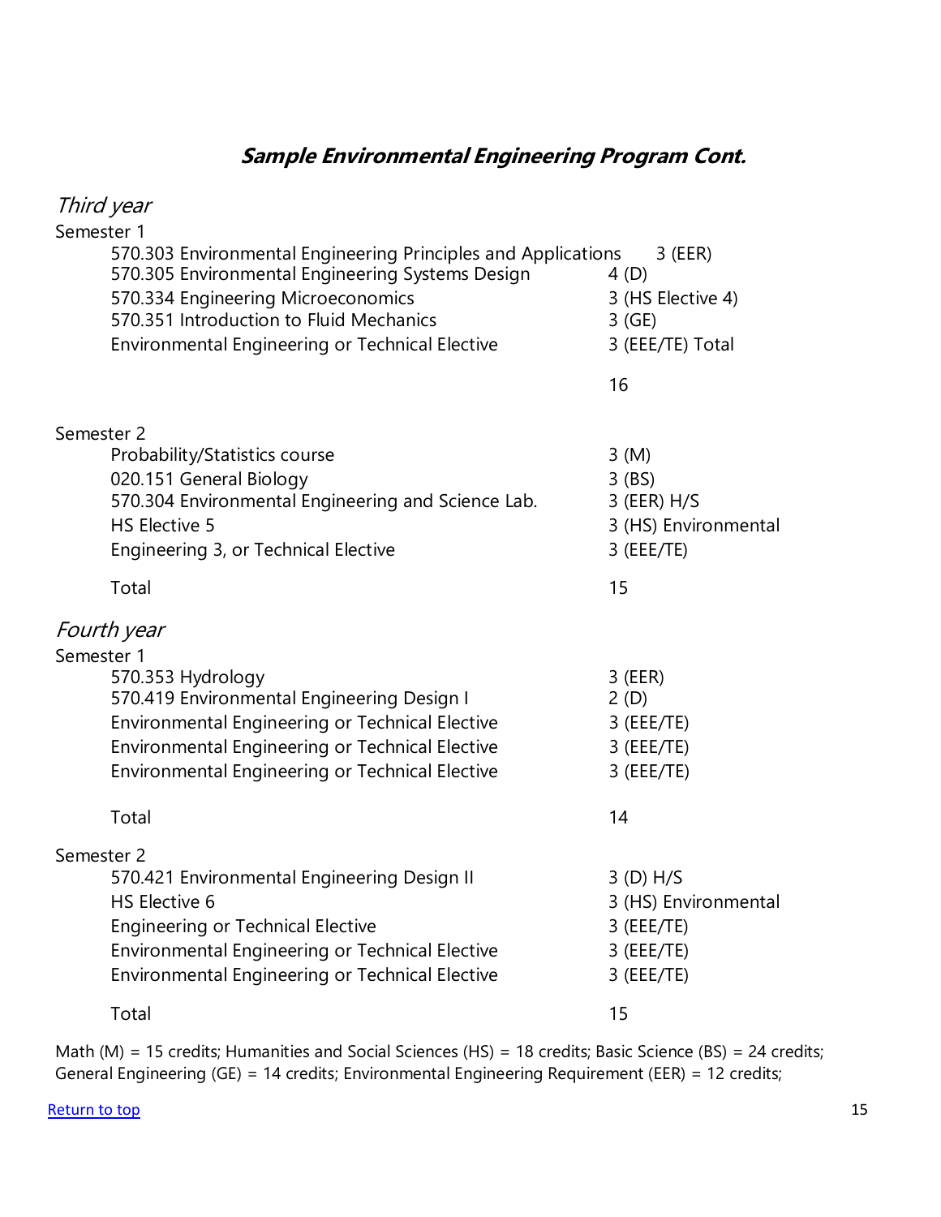## *Sample Environmental Engineering Program Cont.*

### *Third year*

Semester 1

| Course | Credits |
|---|---|
| 570.303 Environmental Engineering Principles and Applications | 3 (EER) |
| 570.305 Environmental Engineering Systems Design | 4 (D) |
| 570.334 Engineering Microeconomics | 3 (HS Elective 4) |
| 570.351 Introduction to Fluid Mechanics | 3 (GE) |
| Environmental Engineering or Technical Elective | 3 (EEE/TE) |
| Total | 16 |

Semester 2

| Course | Credits |
|---|---|
| Probability/Statistics course | 3 (M) |
| 020.151 General Biology | 3 (BS) |
| 570.304 Environmental Engineering and Science Lab. | 3 (EER) H/S |
| HS Elective 5 | 3 (HS) |
| Environmental Engineering 3, or Technical Elective | 3 (EEE/TE) |
| Total | 15 |

### *Fourth year*

Semester 1

| Course | Credits |
|---|---|
| 570.353 Hydrology | 3 (EER) |
| 570.419 Environmental Engineering Design I | 2 (D) |
| Environmental Engineering or Technical Elective | 3 (EEE/TE) |
| Environmental Engineering or Technical Elective | 3 (EEE/TE) |
| Environmental Engineering or Technical Elective | 3 (EEE/TE) |
| Total | 14 |

Semester 2

| Course | Credits |
|---|---|
| 570.421 Environmental Engineering Design II | 3 (D) H/S |
| HS Elective 6 | 3 (HS) |
| Environmental Engineering or Technical Elective | 3 (EEE/TE) |
| Environmental Engineering or Technical Elective | 3 (EEE/TE) |
| Environmental Engineering or Technical Elective | 3 (EEE/TE) |
| Total | 15 |

Math (M) = 15 credits; Humanities and Social Sciences (HS) = 18 credits; Basic Science (BS) = 24 credits; General Engineering (GE) = 14 credits; Environmental Engineering Requirement (EER) = 12 credits;

Return to top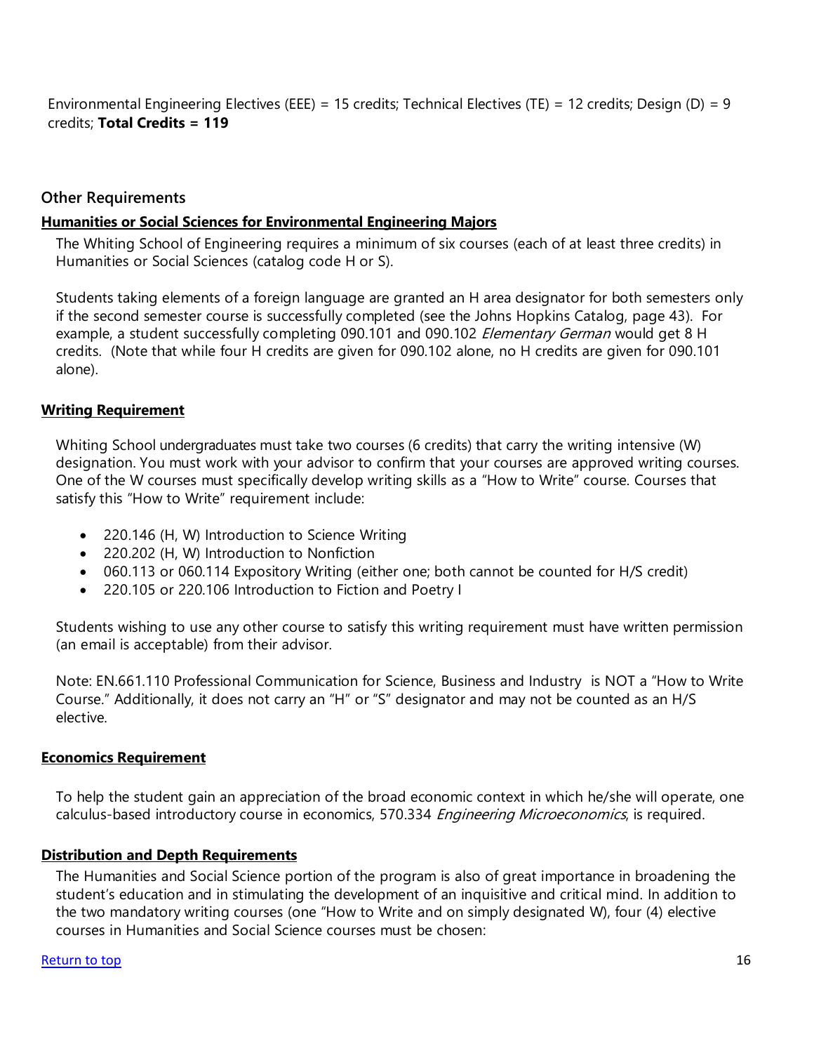Environmental Engineering Electives (EEE) = 15 credits; Technical Electives (TE) = 12 credits; Design (D) = 9 credits; **Total Credits = 119**

## Other Requirements

### Humanities or Social Sciences for Environmental Engineering Majors

The Whiting School of Engineering requires a minimum of six courses (each of at least three credits) in Humanities or Social Sciences (catalog code H or S).

Students taking elements of a foreign language are granted an H area designator for both semesters only if the second semester course is successfully completed (see the Johns Hopkins Catalog, page 43). For example, a student successfully completing 090.101 and 090.102 *Elementary German* would get 8 H credits. (Note that while four H credits are given for 090.102 alone, no H credits are given for 090.101 alone).

### Writing Requirement

Whiting School undergraduates must take two courses (6 credits) that carry the writing intensive (W) designation. You must work with your advisor to confirm that your courses are approved writing courses. One of the W courses must specifically develop writing skills as a "How to Write" course. Courses that satisfy this "How to Write" requirement include:

- 220.146 (H, W) Introduction to Science Writing
- 220.202 (H, W) Introduction to Nonfiction
- 060.113 or 060.114 Expository Writing (either one; both cannot be counted for H/S credit)
- 220.105 or 220.106 Introduction to Fiction and Poetry I

Students wishing to use any other course to satisfy this writing requirement must have written permission (an email is acceptable) from their advisor.

Note: EN.661.110 Professional Communication for Science, Business and Industry is NOT a "How to Write Course." Additionally, it does not carry an "H" or "S" designator and may not be counted as an H/S elective.

### Economics Requirement

To help the student gain an appreciation of the broad economic context in which he/she will operate, one calculus-based introductory course in economics, 570.334 *Engineering Microeconomics*, is required.

### Distribution and Depth Requirements

The Humanities and Social Science portion of the program is also of great importance in broadening the student's education and in stimulating the development of an inquisitive and critical mind. In addition to the two mandatory writing courses (one "How to Write and on simply designated W), four (4) elective courses in Humanities and Social Science courses must be chosen: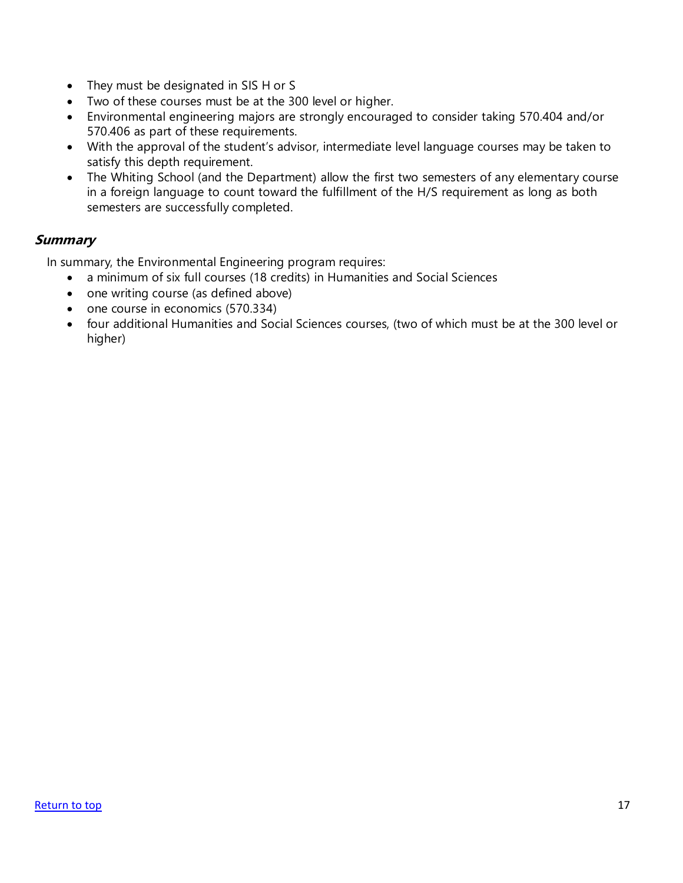- They must be designated in SIS H or S
- Two of these courses must be at the 300 level or higher.
- Environmental engineering majors are strongly encouraged to consider taking 570.404 and/or 570.406 as part of these requirements.
- With the approval of the student's advisor, intermediate level language courses may be taken to satisfy this depth requirement.
- The Whiting School (and the Department) allow the first two semesters of any elementary course in a foreign language to count toward the fulfillment of the H/S requirement as long as both semesters are successfully completed.

### *Summary*

In summary, the Environmental Engineering program requires:

- a minimum of six full courses (18 credits) in Humanities and Social Sciences
- one writing course (as defined above)
- one course in economics (570.334)
- four additional Humanities and Social Sciences courses, (two of which must be at the 300 level or higher)

Return to top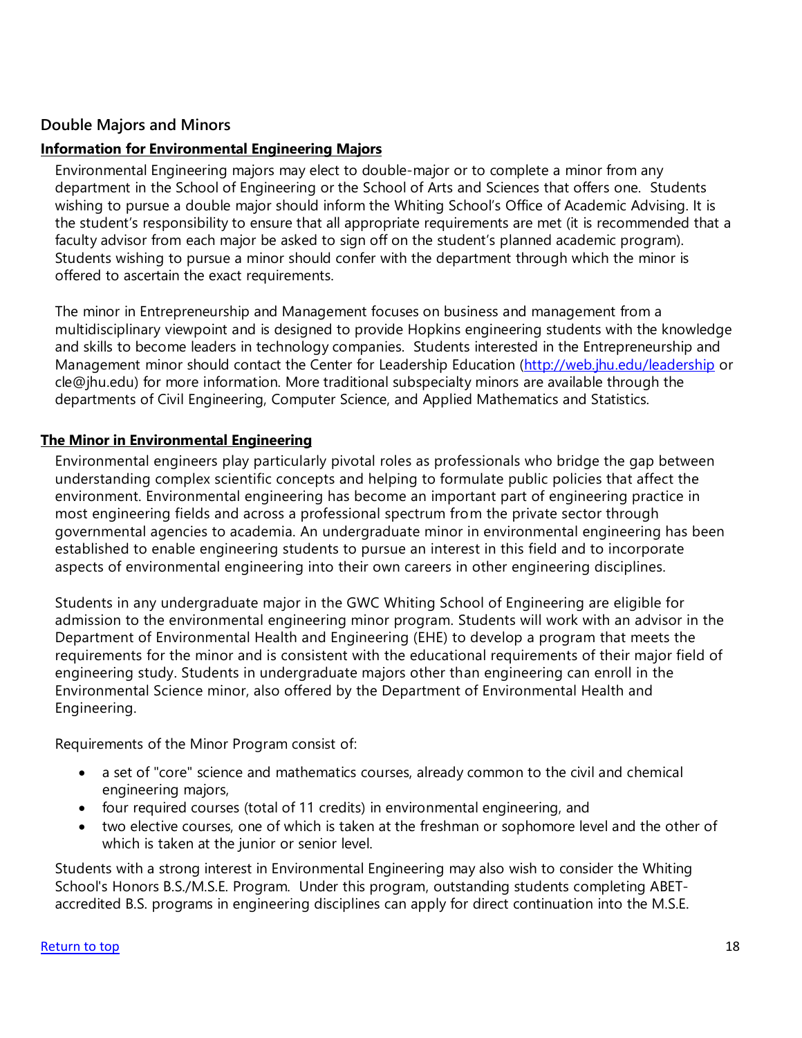## Double Majors and Minors

### Information for Environmental Engineering Majors

Environmental Engineering majors may elect to double-major or to complete a minor from any department in the School of Engineering or the School of Arts and Sciences that offers one. Students wishing to pursue a double major should inform the Whiting School's Office of Academic Advising. It is the student's responsibility to ensure that all appropriate requirements are met (it is recommended that a faculty advisor from each major be asked to sign off on the student's planned academic program). Students wishing to pursue a minor should confer with the department through which the minor is offered to ascertain the exact requirements.

The minor in Entrepreneurship and Management focuses on business and management from a multidisciplinary viewpoint and is designed to provide Hopkins engineering students with the knowledge and skills to become leaders in technology companies. Students interested in the Entrepreneurship and Management minor should contact the Center for Leadership Education (http://web.jhu.edu/leadership or cle@jhu.edu) for more information. More traditional subspecialty minors are available through the departments of Civil Engineering, Computer Science, and Applied Mathematics and Statistics.

### The Minor in Environmental Engineering

Environmental engineers play particularly pivotal roles as professionals who bridge the gap between understanding complex scientific concepts and helping to formulate public policies that affect the environment. Environmental engineering has become an important part of engineering practice in most engineering fields and across a professional spectrum from the private sector through governmental agencies to academia. An undergraduate minor in environmental engineering has been established to enable engineering students to pursue an interest in this field and to incorporate aspects of environmental engineering into their own careers in other engineering disciplines.

Students in any undergraduate major in the GWC Whiting School of Engineering are eligible for admission to the environmental engineering minor program. Students will work with an advisor in the Department of Environmental Health and Engineering (EHE) to develop a program that meets the requirements for the minor and is consistent with the educational requirements of their major field of engineering study. Students in undergraduate majors other than engineering can enroll in the Environmental Science minor, also offered by the Department of Environmental Health and Engineering.

Requirements of the Minor Program consist of:

- a set of "core" science and mathematics courses, already common to the civil and chemical engineering majors,
- four required courses (total of 11 credits) in environmental engineering, and
- two elective courses, one of which is taken at the freshman or sophomore level and the other of which is taken at the junior or senior level.

Students with a strong interest in Environmental Engineering may also wish to consider the Whiting School's Honors B.S./M.S.E. Program. Under this program, outstanding students completing ABET-accredited B.S. programs in engineering disciplines can apply for direct continuation into the M.S.E.

Return to top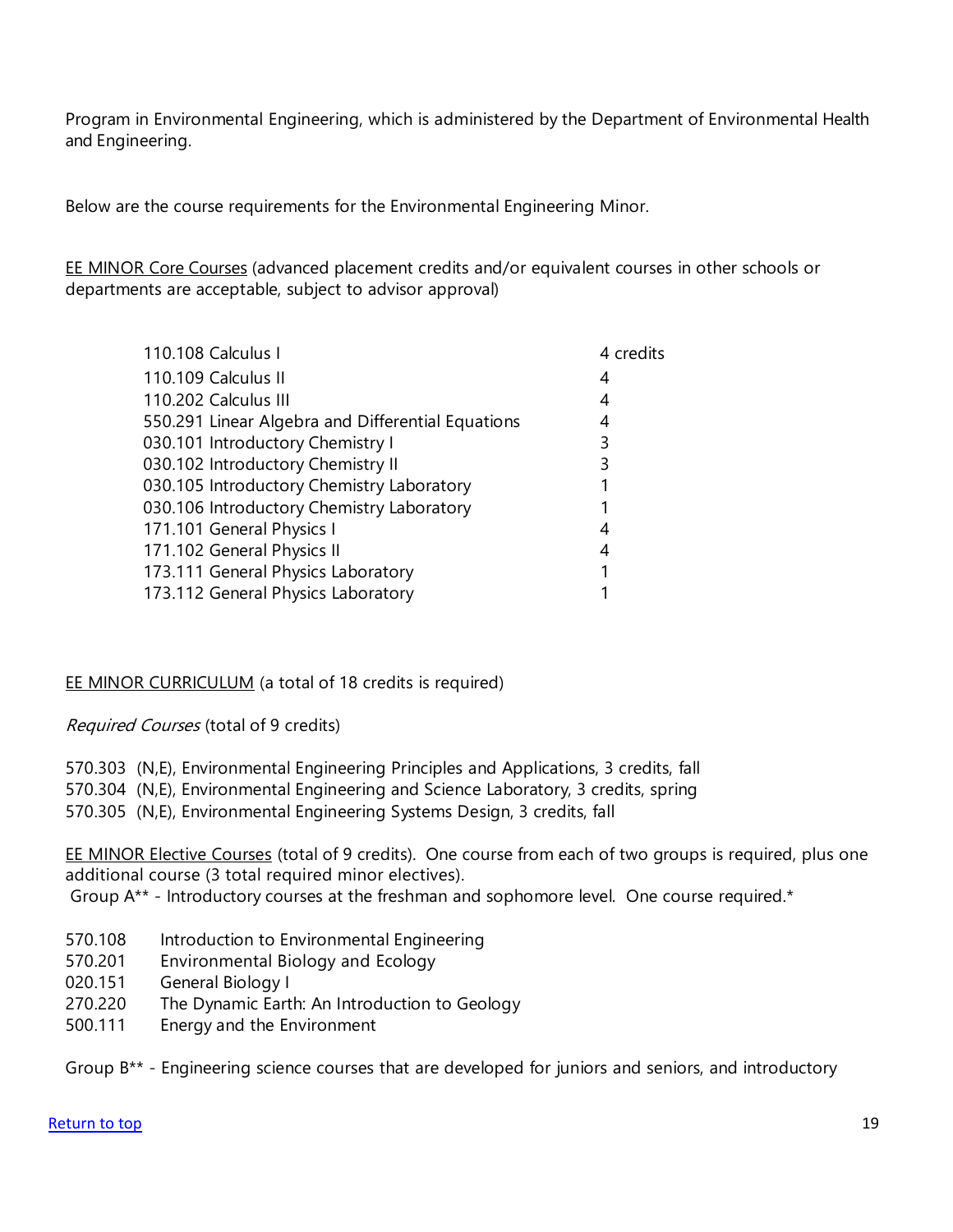Program in Environmental Engineering, which is administered by the Department of Environmental Health and Engineering.

Below are the course requirements for the Environmental Engineering Minor.

<u>EE MINOR Core Courses</u> (advanced placement credits and/or equivalent courses in other schools or departments are acceptable, subject to advisor approval)

| Course | Credits |
|---|---|
| 110.108 Calculus I | 4 credits |
| 110.109 Calculus II | 4 |
| 110.202 Calculus III | 4 |
| 550.291 Linear Algebra and Differential Equations | 4 |
| 030.101 Introductory Chemistry I | 3 |
| 030.102 Introductory Chemistry II | 3 |
| 030.105 Introductory Chemistry Laboratory | 1 |
| 030.106 Introductory Chemistry Laboratory | 1 |
| 171.101 General Physics I | 4 |
| 171.102 General Physics II | 4 |
| 173.111 General Physics Laboratory | 1 |
| 173.112 General Physics Laboratory | 1 |

<u>EE MINOR CURRICULUM</u> (a total of 18 credits is required)

*Required Courses* (total of 9 credits)

570.303 (N,E), Environmental Engineering Principles and Applications, 3 credits, fall
570.304 (N,E), Environmental Engineering and Science Laboratory, 3 credits, spring
570.305 (N,E), Environmental Engineering Systems Design, 3 credits, fall

<u>EE MINOR Elective Courses</u> (total of 9 credits). One course from each of two groups is required, plus one additional course (3 total required minor electives).
Group A** - Introductory courses at the freshman and sophomore level. One course required.*

570.108 Introduction to Environmental Engineering
570.201 Environmental Biology and Ecology
020.151 General Biology I
270.220 The Dynamic Earth: An Introduction to Geology
500.111 Energy and the Environment

Group B** - Engineering science courses that are developed for juniors and seniors, and introductory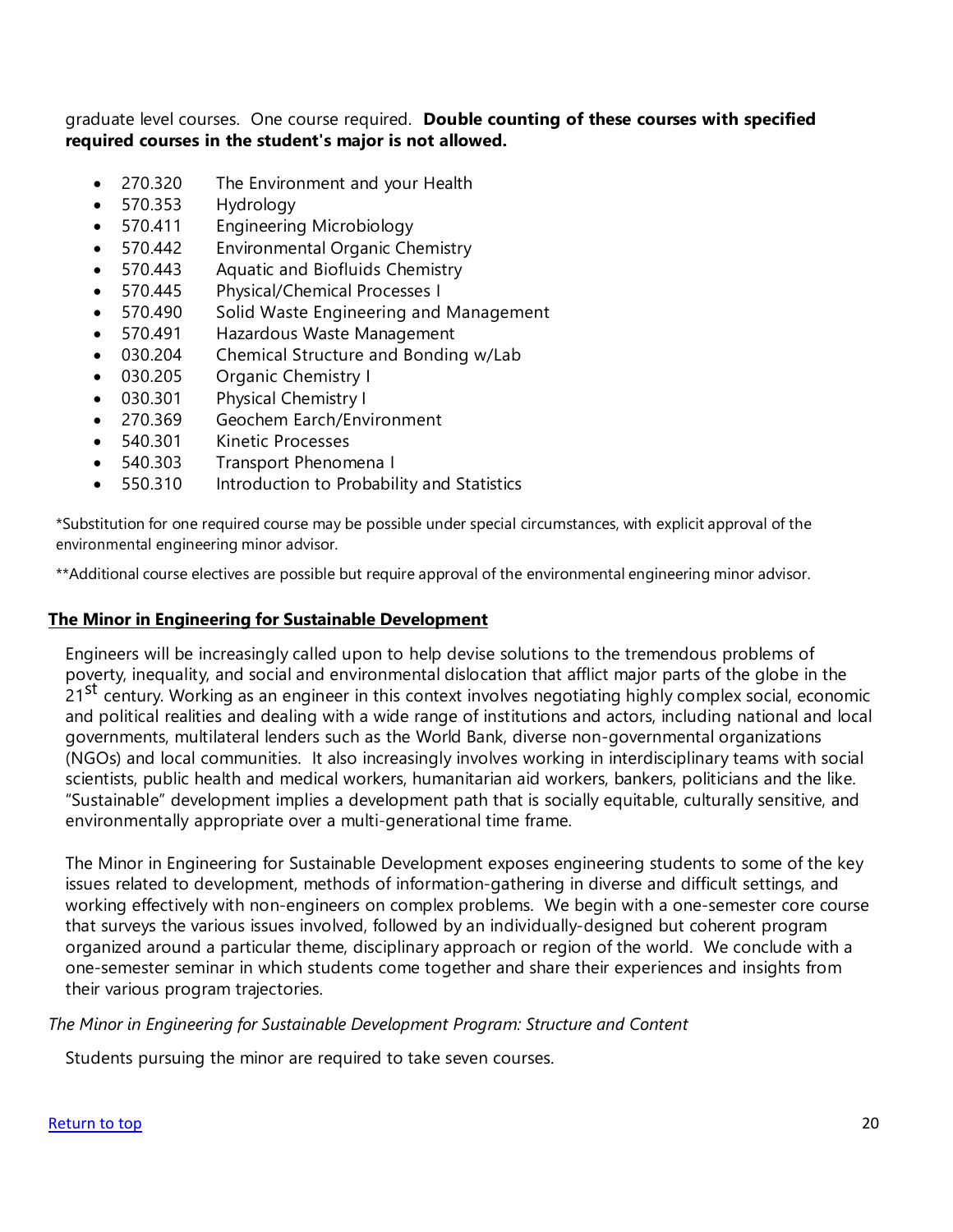graduate level courses. One course required. **Double counting of these courses with specified required courses in the student's major is not allowed.**

- 270.320 The Environment and your Health
- 570.353 Hydrology
- 570.411 Engineering Microbiology
- 570.442 Environmental Organic Chemistry
- 570.443 Aquatic and Biofluids Chemistry
- 570.445 Physical/Chemical Processes I
- 570.490 Solid Waste Engineering and Management
- 570.491 Hazardous Waste Management
- 030.204 Chemical Structure and Bonding w/Lab
- 030.205 Organic Chemistry I
- 030.301 Physical Chemistry I
- 270.369 Geochem Earch/Environment
- 540.301 Kinetic Processes
- 540.303 Transport Phenomena I
- 550.310 Introduction to Probability and Statistics

*Substitution for one required course may be possible under special circumstances, with explicit approval of the environmental engineering minor advisor.

**Additional course electives are possible but require approval of the environmental engineering minor advisor.

## The Minor in Engineering for Sustainable Development

Engineers will be increasingly called upon to help devise solutions to the tremendous problems of poverty, inequality, and social and environmental dislocation that afflict major parts of the globe in the 21st century. Working as an engineer in this context involves negotiating highly complex social, economic and political realities and dealing with a wide range of institutions and actors, including national and local governments, multilateral lenders such as the World Bank, diverse non-governmental organizations (NGOs) and local communities. It also increasingly involves working in interdisciplinary teams with social scientists, public health and medical workers, humanitarian aid workers, bankers, politicians and the like. "Sustainable" development implies a development path that is socially equitable, culturally sensitive, and environmentally appropriate over a multi-generational time frame.

The Minor in Engineering for Sustainable Development exposes engineering students to some of the key issues related to development, methods of information-gathering in diverse and difficult settings, and working effectively with non-engineers on complex problems. We begin with a one-semester core course that surveys the various issues involved, followed by an individually-designed but coherent program organized around a particular theme, disciplinary approach or region of the world. We conclude with a one-semester seminar in which students come together and share their experiences and insights from their various program trajectories.

*The Minor in Engineering for Sustainable Development Program: Structure and Content*

Students pursuing the minor are required to take seven courses.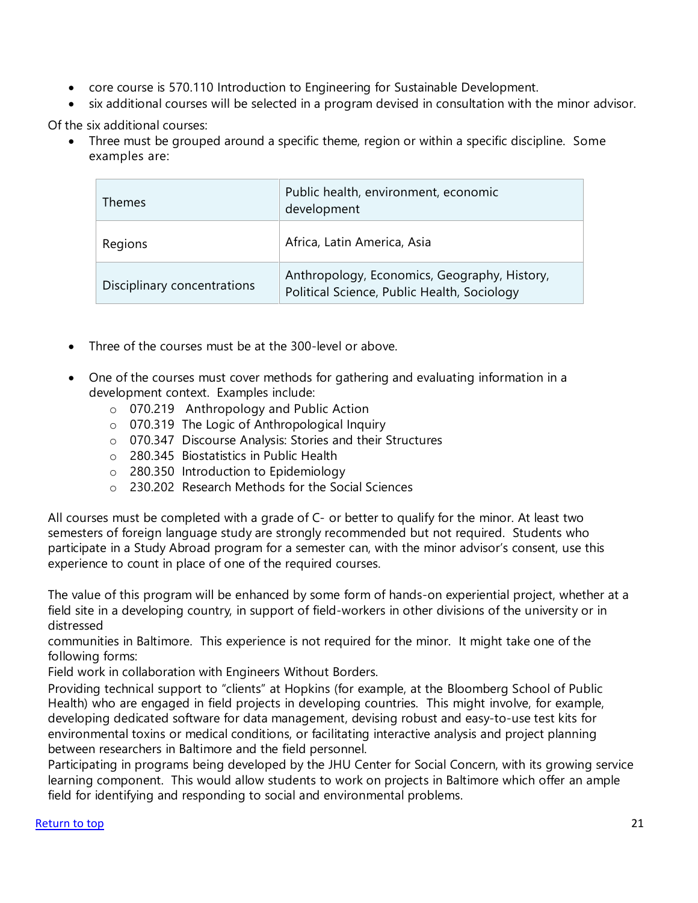- core course is 570.110 Introduction to Engineering for Sustainable Development.
- six additional courses will be selected in a program devised in consultation with the minor advisor.

Of the six additional courses:

- Three must be grouped around a specific theme, region or within a specific discipline. Some examples are:

| | |
|---|---|
| Themes | Public health, environment, economic development |
| Regions | Africa, Latin America, Asia |
| Disciplinary concentrations | Anthropology, Economics, Geography, History, Political Science, Public Health, Sociology |

- Three of the courses must be at the 300-level or above.

- One of the courses must cover methods for gathering and evaluating information in a development context. Examples include:
  - 070.219 Anthropology and Public Action
  - 070.319 The Logic of Anthropological Inquiry
  - 070.347 Discourse Analysis: Stories and their Structures
  - 280.345 Biostatistics in Public Health
  - 280.350 Introduction to Epidemiology
  - 230.202 Research Methods for the Social Sciences

All courses must be completed with a grade of C- or better to qualify for the minor. At least two semesters of foreign language study are strongly recommended but not required. Students who participate in a Study Abroad program for a semester can, with the minor advisor's consent, use this experience to count in place of one of the required courses.

The value of this program will be enhanced by some form of hands-on experiential project, whether at a field site in a developing country, in support of field-workers in other divisions of the university or in distressed
communities in Baltimore. This experience is not required for the minor. It might take one of the following forms:
Field work in collaboration with Engineers Without Borders.
Providing technical support to "clients" at Hopkins (for example, at the Bloomberg School of Public Health) who are engaged in field projects in developing countries. This might involve, for example, developing dedicated software for data management, devising robust and easy-to-use test kits for environmental toxins or medical conditions, or facilitating interactive analysis and project planning between researchers in Baltimore and the field personnel.
Participating in programs being developed by the JHU Center for Social Concern, with its growing service learning component. This would allow students to work on projects in Baltimore which offer an ample field for identifying and responding to social and environmental problems.

Return to top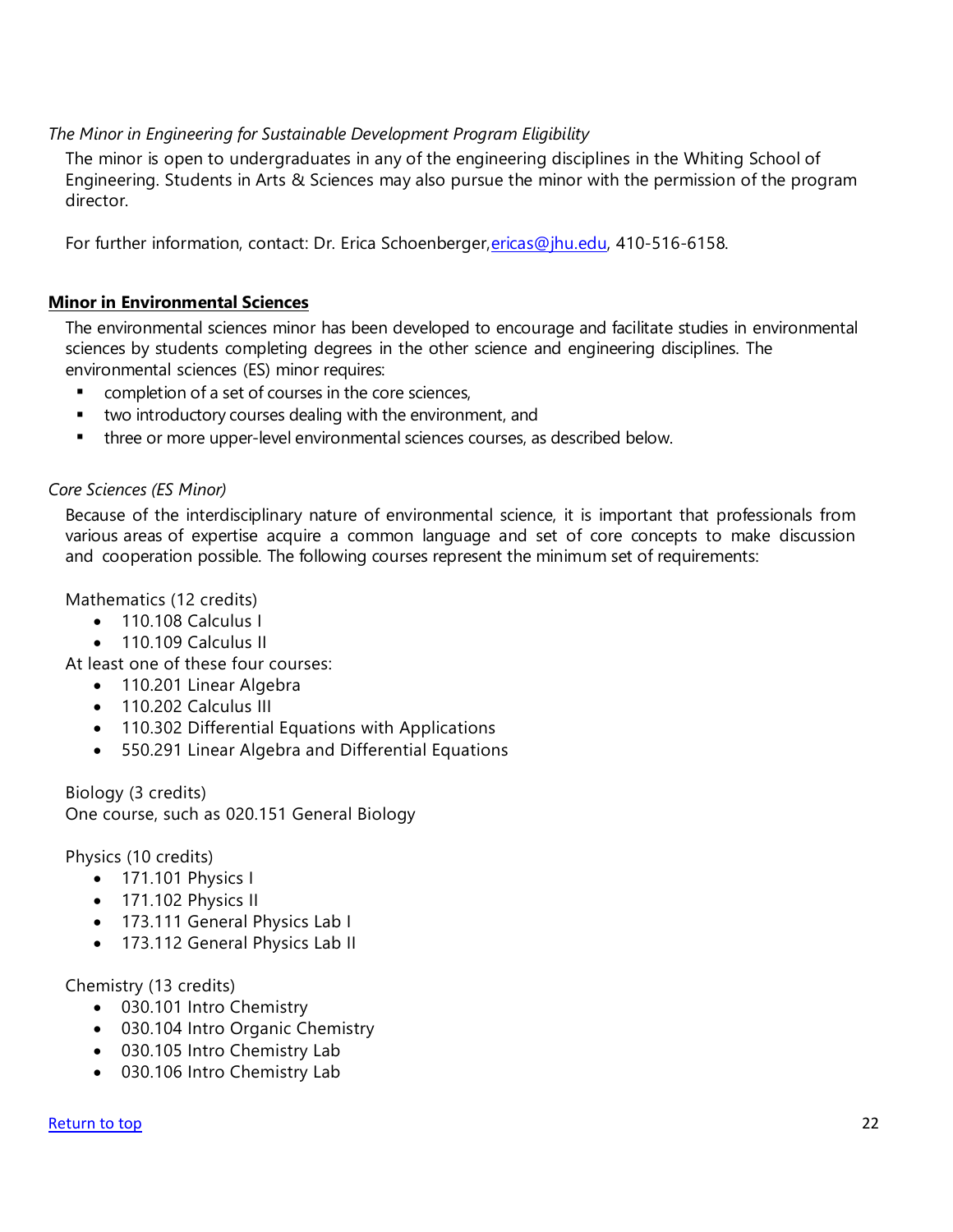*The Minor in Engineering for Sustainable Development Program Eligibility*

The minor is open to undergraduates in any of the engineering disciplines in the Whiting School of Engineering. Students in Arts & Sciences may also pursue the minor with the permission of the program director.

For further information, contact: Dr. Erica Schoenberger, ericas@jhu.edu, 410-516-6158.

## Minor in Environmental Sciences

The environmental sciences minor has been developed to encourage and facilitate studies in environmental sciences by students completing degrees in the other science and engineering disciplines. The environmental sciences (ES) minor requires:

- completion of a set of courses in the core sciences,
- two introductory courses dealing with the environment, and
- three or more upper-level environmental sciences courses, as described below.

*Core Sciences (ES Minor)*

Because of the interdisciplinary nature of environmental science, it is important that professionals from various areas of expertise acquire a common language and set of core concepts to make discussion and cooperation possible. The following courses represent the minimum set of requirements:

Mathematics (12 credits)

- 110.108 Calculus I
- 110.109 Calculus II

At least one of these four courses:

- 110.201 Linear Algebra
- 110.202 Calculus III
- 110.302 Differential Equations with Applications
- 550.291 Linear Algebra and Differential Equations

Biology (3 credits)
One course, such as 020.151 General Biology

Physics (10 credits)

- 171.101 Physics I
- 171.102 Physics II
- 173.111 General Physics Lab I
- 173.112 General Physics Lab II

Chemistry (13 credits)

- 030.101 Intro Chemistry
- 030.104 Intro Organic Chemistry
- 030.105 Intro Chemistry Lab
- 030.106 Intro Chemistry Lab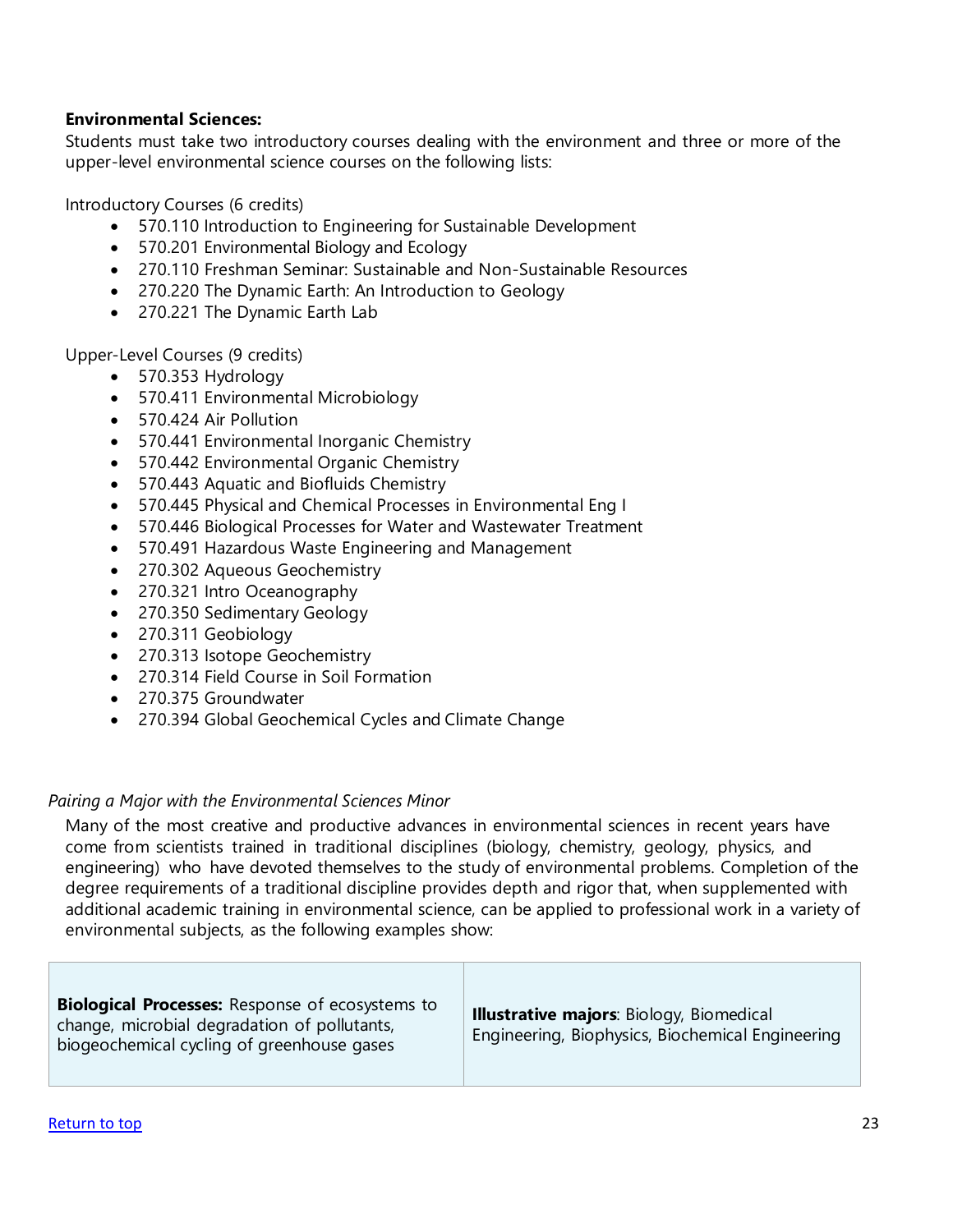**Environmental Sciences:**
Students must take two introductory courses dealing with the environment and three or more of the upper-level environmental science courses on the following lists:

Introductory Courses (6 credits)

- 570.110 Introduction to Engineering for Sustainable Development
- 570.201 Environmental Biology and Ecology
- 270.110 Freshman Seminar: Sustainable and Non-Sustainable Resources
- 270.220 The Dynamic Earth: An Introduction to Geology
- 270.221 The Dynamic Earth Lab

Upper-Level Courses (9 credits)

- 570.353 Hydrology
- 570.411 Environmental Microbiology
- 570.424 Air Pollution
- 570.441 Environmental Inorganic Chemistry
- 570.442 Environmental Organic Chemistry
- 570.443 Aquatic and Biofluids Chemistry
- 570.445 Physical and Chemical Processes in Environmental Eng I
- 570.446 Biological Processes for Water and Wastewater Treatment
- 570.491 Hazardous Waste Engineering and Management
- 270.302 Aqueous Geochemistry
- 270.321 Intro Oceanography
- 270.350 Sedimentary Geology
- 270.311 Geobiology
- 270.313 Isotope Geochemistry
- 270.314 Field Course in Soil Formation
- 270.375 Groundwater
- 270.394 Global Geochemical Cycles and Climate Change

*Pairing a Major with the Environmental Sciences Minor*

Many of the most creative and productive advances in environmental sciences in recent years have come from scientists trained in traditional disciplines (biology, chemistry, geology, physics, and engineering) who have devoted themselves to the study of environmental problems. Completion of the degree requirements of a traditional discipline provides depth and rigor that, when supplemented with additional academic training in environmental science, can be applied to professional work in a variety of environmental subjects, as the following examples show:

| | |
|---|---|
| **Biological Processes:** Response of ecosystems to change, microbial degradation of pollutants, biogeochemical cycling of greenhouse gases | **Illustrative majors**: Biology, Biomedical Engineering, Biophysics, Biochemical Engineering |

Return to top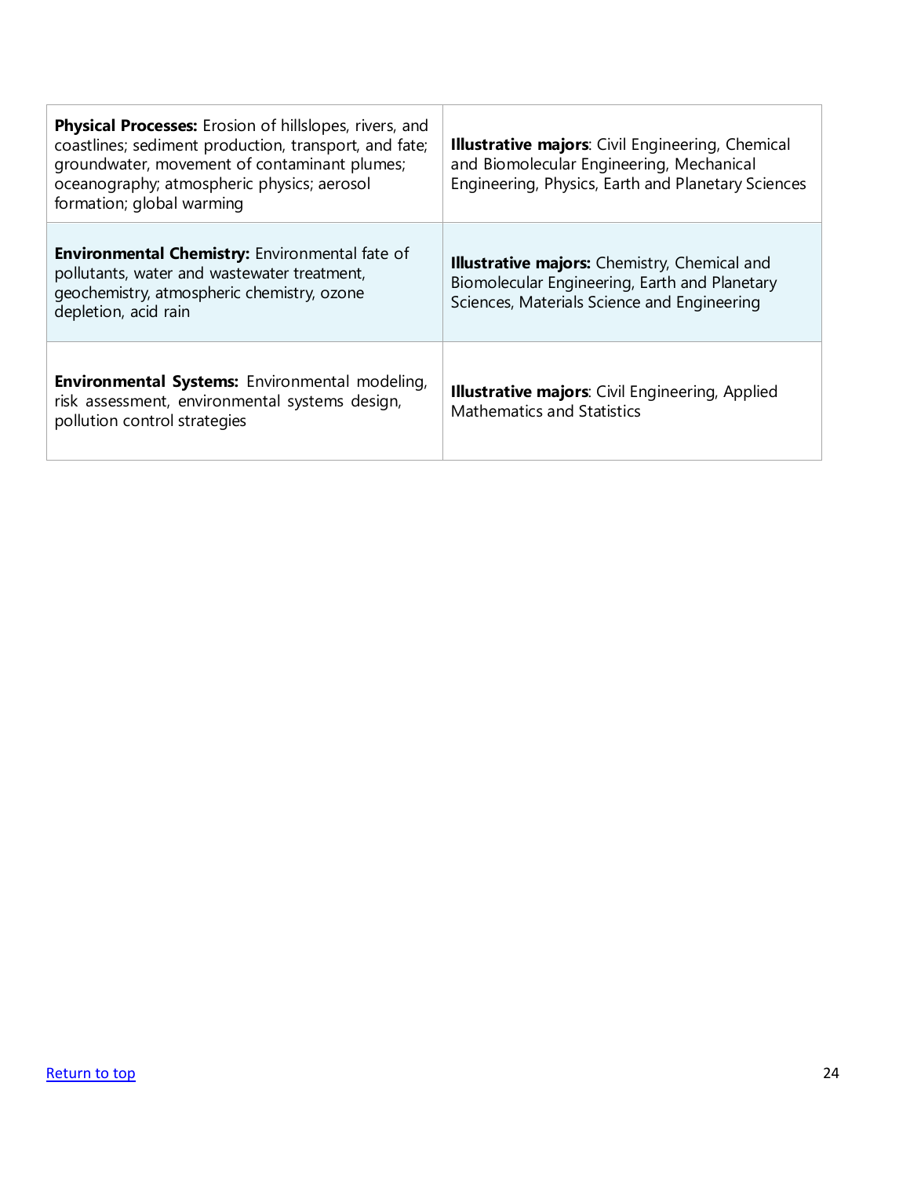| | |
|---|---|
| **Physical Processes:** Erosion of hillslopes, rivers, and coastlines; sediment production, transport, and fate; groundwater, movement of contaminant plumes; oceanography; atmospheric physics; aerosol formation; global warming | **Illustrative majors**: Civil Engineering, Chemical and Biomolecular Engineering, Mechanical Engineering, Physics, Earth and Planetary Sciences |
| **Environmental Chemistry:** Environmental fate of pollutants, water and wastewater treatment, geochemistry, atmospheric chemistry, ozone depletion, acid rain | **Illustrative majors:** Chemistry, Chemical and Biomolecular Engineering, Earth and Planetary Sciences, Materials Science and Engineering |
| **Environmental Systems:** Environmental modeling, risk assessment, environmental systems design, pollution control strategies | **Illustrative majors**: Civil Engineering, Applied Mathematics and Statistics |

Return to top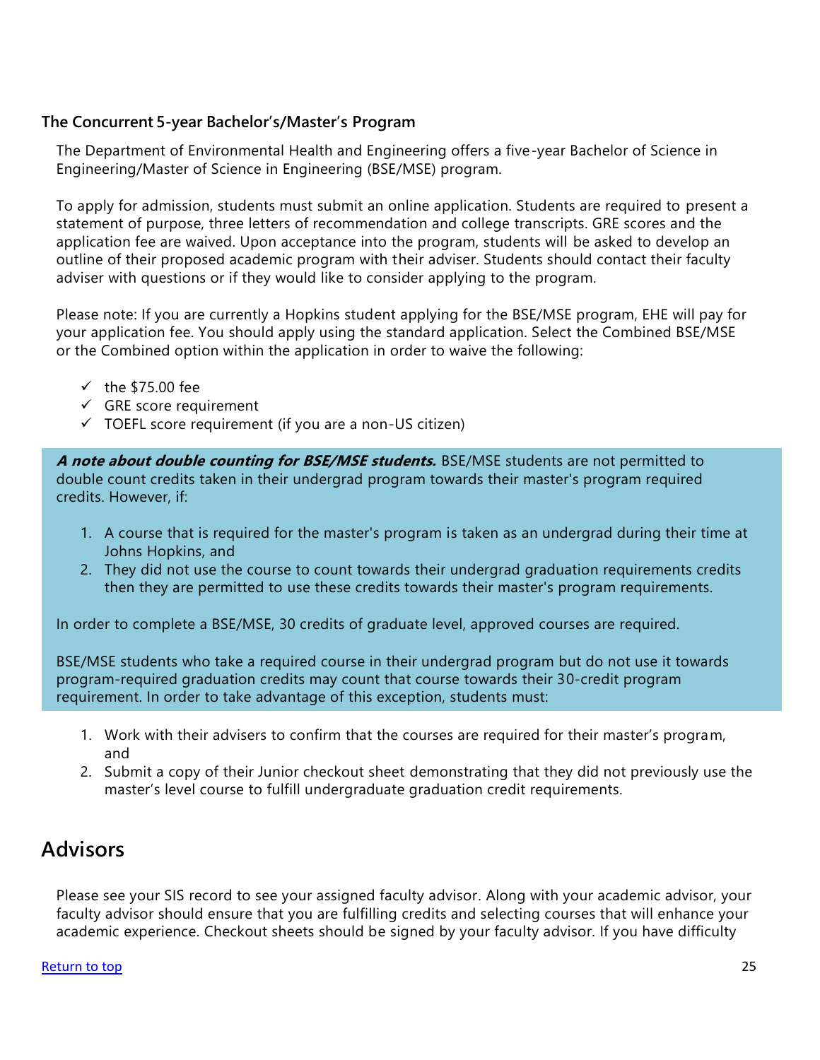### The Concurrent 5-year Bachelor's/Master's Program

The Department of Environmental Health and Engineering offers a five-year Bachelor of Science in Engineering/Master of Science in Engineering (BSE/MSE) program.

To apply for admission, students must submit an online application. Students are required to present a statement of purpose, three letters of recommendation and college transcripts. GRE scores and the application fee are waived. Upon acceptance into the program, students will be asked to develop an outline of their proposed academic program with their adviser. Students should contact their faculty adviser with questions or if they would like to consider applying to the program.

Please note: If you are currently a Hopkins student applying for the BSE/MSE program, EHE will pay for your application fee. You should apply using the standard application. Select the Combined BSE/MSE or the Combined option within the application in order to waive the following:

- ✓ the $75.00 fee
- ✓ GRE score requirement
- ✓ TOEFL score requirement (if you are a non-US citizen)

***A note about double counting for BSE/MSE students.*** BSE/MSE students are not permitted to double count credits taken in their undergrad program towards their master's program required credits. However, if:

1. A course that is required for the master's program is taken as an undergrad during their time at Johns Hopkins, and
2. They did not use the course to count towards their undergrad graduation requirements credits then they are permitted to use these credits towards their master's program requirements.

In order to complete a BSE/MSE, 30 credits of graduate level, approved courses are required.

BSE/MSE students who take a required course in their undergrad program but do not use it towards program-required graduation credits may count that course towards their 30-credit program requirement. In order to take advantage of this exception, students must:

1. Work with their advisers to confirm that the courses are required for their master's program, and
2. Submit a copy of their Junior checkout sheet demonstrating that they did not previously use the master's level course to fulfill undergraduate graduation credit requirements.

## Advisors

Please see your SIS record to see your assigned faculty advisor. Along with your academic advisor, your faculty advisor should ensure that you are fulfilling credits and selecting courses that will enhance your academic experience. Checkout sheets should be signed by your faculty advisor. If you have difficulty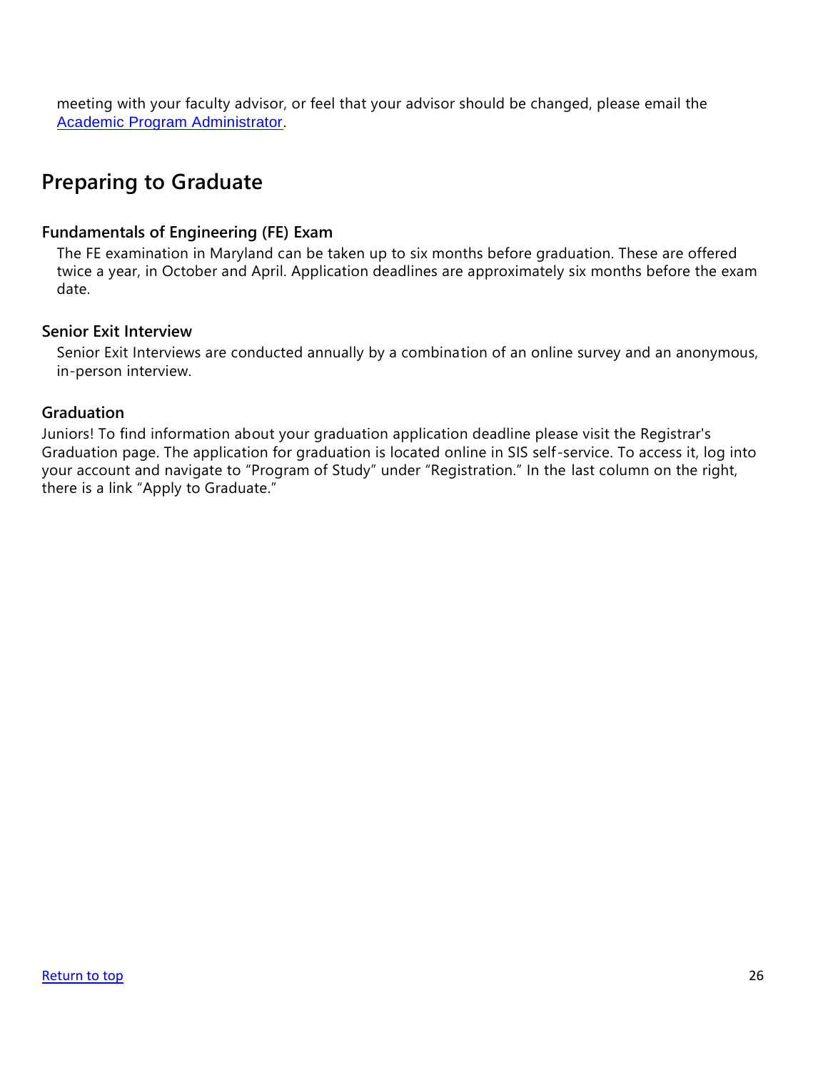meeting with your faculty advisor, or feel that your advisor should be changed, please email the Academic Program Administrator.

## Preparing to Graduate

### Fundamentals of Engineering (FE) Exam

The FE examination in Maryland can be taken up to six months before graduation. These are offered twice a year, in October and April. Application deadlines are approximately six months before the exam date.

### Senior Exit Interview

Senior Exit Interviews are conducted annually by a combination of an online survey and an anonymous, in-person interview.

### Graduation

Juniors! To find information about your graduation application deadline please visit the Registrar's Graduation page. The application for graduation is located online in SIS self-service. To access it, log into your account and navigate to “Program of Study” under “Registration.” In the last column on the right, there is a link “Apply to Graduate.”

Return to top